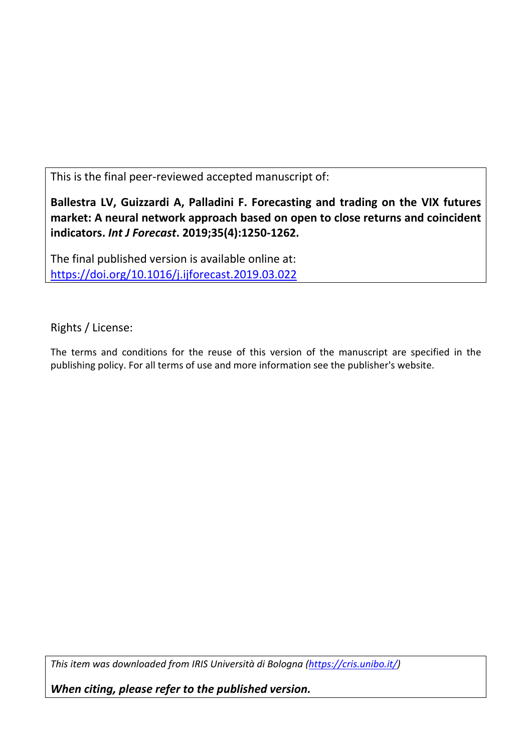This is the final peer-reviewed accepted manuscript of:

**Ballestra LV, Guizzardi A, Palladini F. Forecasting and trading on the VIX futures market: A neural network approach based on open to close returns and coincident indicators. *Int J Forecast*. 2019;35(4):1250-1262.**

The final published version is available online at: https://doi.org/10.1016/j.ijforecast.2019.03.022

Rights / License:

The terms and conditions for the reuse of this version of the manuscript are specified in the publishing policy. For all terms of use and more information see the publisher's website.

*This item was downloaded from IRIS Università di Bologna (https://cris.unibo.it/)*

***When citing, please refer to the published version.***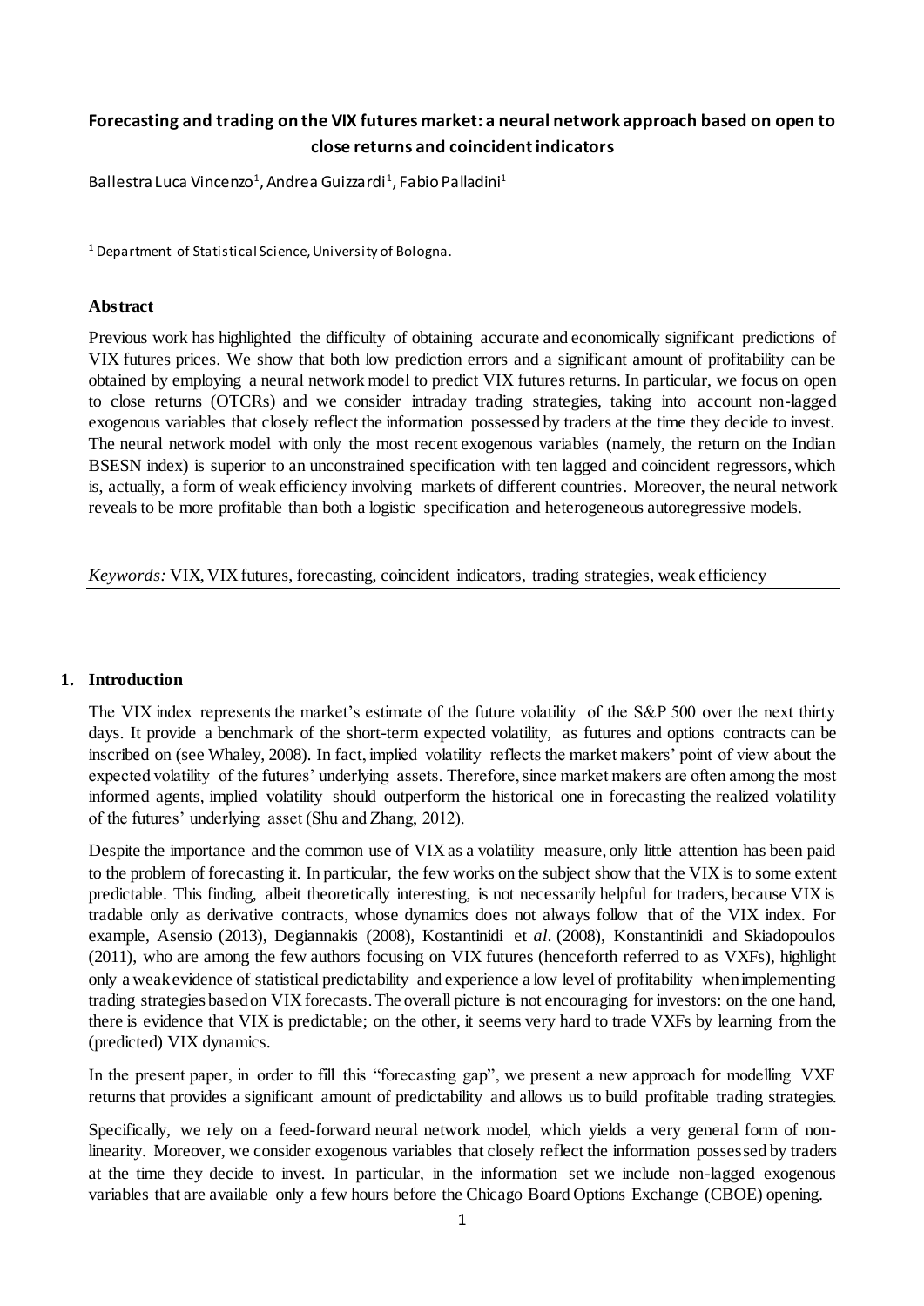# Forecasting and trading on the VIX futures market: a neural network approach based on open to close returns and coincident indicators

Ballestra Luca Vincenzo[1], Andrea Guizzardi[1], Fabio Palladini[1]

[1] Department of Statistical Science, University of Bologna.

## Abstract

Previous work has highlighted the difficulty of obtaining accurate and economically significant predictions of VIX futures prices. We show that both low prediction errors and a significant amount of profitability can be obtained by employing a neural network model to predict VIX futures returns. In particular, we focus on open to close returns (OTCRs) and we consider intraday trading strategies, taking into account non-lagged exogenous variables that closely reflect the information possessed by traders at the time they decide to invest. The neural network model with only the most recent exogenous variables (namely, the return on the Indian BSESN index) is superior to an unconstrained specification with ten lagged and coincident regressors, which is, actually, a form of weak efficiency involving markets of different countries. Moreover, the neural network reveals to be more profitable than both a logistic specification and heterogeneous autoregressive models.

*Keywords:* VIX, VIX futures, forecasting, coincident indicators, trading strategies, weak efficiency

## 1. Introduction

The VIX index represents the market's estimate of the future volatility of the S&P 500 over the next thirty days. It provide a benchmark of the short-term expected volatility, as futures and options contracts can be inscribed on (see Whaley, 2008). In fact, implied volatility reflects the market makers' point of view about the expected volatility of the futures' underlying assets. Therefore, since market makers are often among the most informed agents, implied volatility should outperform the historical one in forecasting the realized volatility of the futures' underlying asset (Shu and Zhang, 2012).

Despite the importance and the common use of VIX as a volatility measure, only little attention has been paid to the problem of forecasting it. In particular, the few works on the subject show that the VIX is to some extent predictable. This finding, albeit theoretically interesting, is not necessarily helpful for traders, because VIX is tradable only as derivative contracts, whose dynamics does not always follow that of the VIX index. For example, Asensio (2013), Degiannakis (2008), Kostantinidi et *al*. (2008), Konstantinidi and Skiadopoulos (2011), who are among the few authors focusing on VIX futures (henceforth referred to as VXFs), highlight only a weak evidence of statistical predictability and experience a low level of profitability when implementing trading strategies based on VIX forecasts. The overall picture is not encouraging for investors: on the one hand, there is evidence that VIX is predictable; on the other, it seems very hard to trade VXFs by learning from the (predicted) VIX dynamics.

In the present paper, in order to fill this "forecasting gap", we present a new approach for modelling VXF returns that provides a significant amount of predictability and allows us to build profitable trading strategies.

Specifically, we rely on a feed-forward neural network model, which yields a very general form of non-linearity. Moreover, we consider exogenous variables that closely reflect the information possessed by traders at the time they decide to invest. In particular, in the information set we include non-lagged exogenous variables that are available only a few hours before the Chicago Board Options Exchange (CBOE) opening.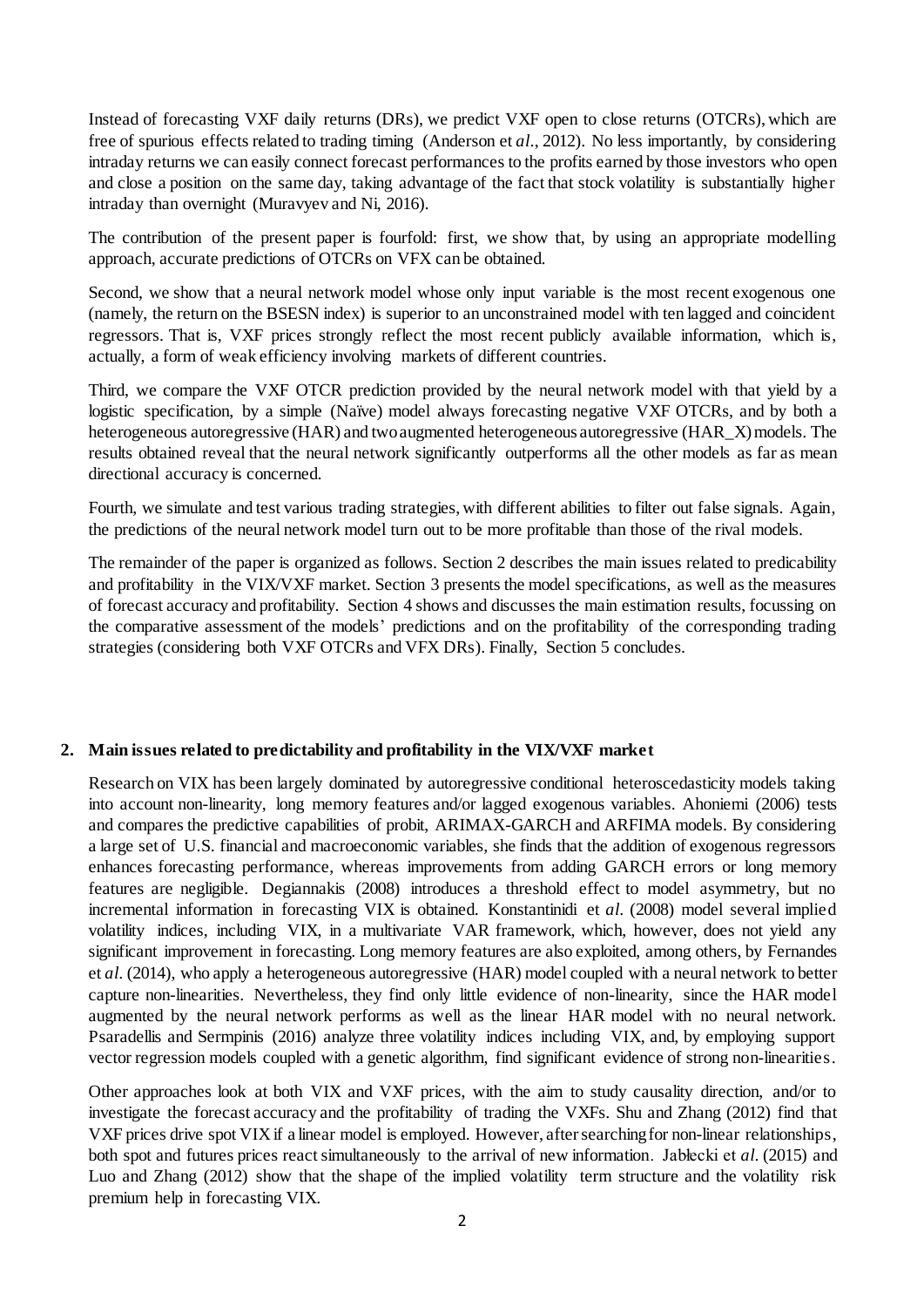Instead of forecasting VXF daily returns (DRs), we predict VXF open to close returns (OTCRs), which are free of spurious effects related to trading timing (Anderson et *al*., 2012). No less importantly, by considering intraday returns we can easily connect forecast performances to the profits earned by those investors who open and close a position on the same day, taking advantage of the fact that stock volatility is substantially higher intraday than overnight (Muravyev and Ni, 2016).

The contribution of the present paper is fourfold: first, we show that, by using an appropriate modelling approach, accurate predictions of OTCRs on VFX can be obtained.

Second, we show that a neural network model whose only input variable is the most recent exogenous one (namely, the return on the BSESN index) is superior to an unconstrained model with ten lagged and coincident regressors. That is, VXF prices strongly reflect the most recent publicly available information, which is, actually, a form of weak efficiency involving markets of different countries.

Third, we compare the VXF OTCR prediction provided by the neural network model with that yield by a logistic specification, by a simple (Naïve) model always forecasting negative VXF OTCRs, and by both a heterogeneous autoregressive (HAR) and two augmented heterogeneous autoregressive (HAR_X) models. The results obtained reveal that the neural network significantly outperforms all the other models as far as mean directional accuracy is concerned.

Fourth, we simulate and test various trading strategies, with different abilities to filter out false signals. Again, the predictions of the neural network model turn out to be more profitable than those of the rival models.

The remainder of the paper is organized as follows. Section 2 describes the main issues related to predicability and profitability in the VIX/VXF market. Section 3 presents the model specifications, as well as the measures of forecast accuracy and profitability. Section 4 shows and discusses the main estimation results, focussing on the comparative assessment of the models' predictions and on the profitability of the corresponding trading strategies (considering both VXF OTCRs and VFX DRs). Finally, Section 5 concludes.

## 2. Main issues related to predictability and profitability in the VIX/VXF market

Research on VIX has been largely dominated by autoregressive conditional heteroscedasticity models taking into account non-linearity, long memory features and/or lagged exogenous variables. Ahoniemi (2006) tests and compares the predictive capabilities of probit, ARIMAX-GARCH and ARFIMA models. By considering a large set of U.S. financial and macroeconomic variables, she finds that the addition of exogenous regressors enhances forecasting performance, whereas improvements from adding GARCH errors or long memory features are negligible. Degiannakis (2008) introduces a threshold effect to model asymmetry, but no incremental information in forecasting VIX is obtained. Konstantinidi et *al*. (2008) model several implied volatility indices, including VIX, in a multivariate VAR framework, which, however, does not yield any significant improvement in forecasting. Long memory features are also exploited, among others, by Fernandes et *al*. (2014), who apply a heterogeneous autoregressive (HAR) model coupled with a neural network to better capture non-linearities. Nevertheless, they find only little evidence of non-linearity, since the HAR model augmented by the neural network performs as well as the linear HAR model with no neural network. Psaradellis and Sermpinis (2016) analyze three volatility indices including VIX, and, by employing support vector regression models coupled with a genetic algorithm, find significant evidence of strong non-linearities.

Other approaches look at both VIX and VXF prices, with the aim to study causality direction, and/or to investigate the forecast accuracy and the profitability of trading the VXFs. Shu and Zhang (2012) find that VXF prices drive spot VIX if a linear model is employed. However, after searching for non-linear relationships, both spot and futures prices react simultaneously to the arrival of new information. Jabłecki et *al*. (2015) and Luo and Zhang (2012) show that the shape of the implied volatility term structure and the volatility risk premium help in forecasting VIX.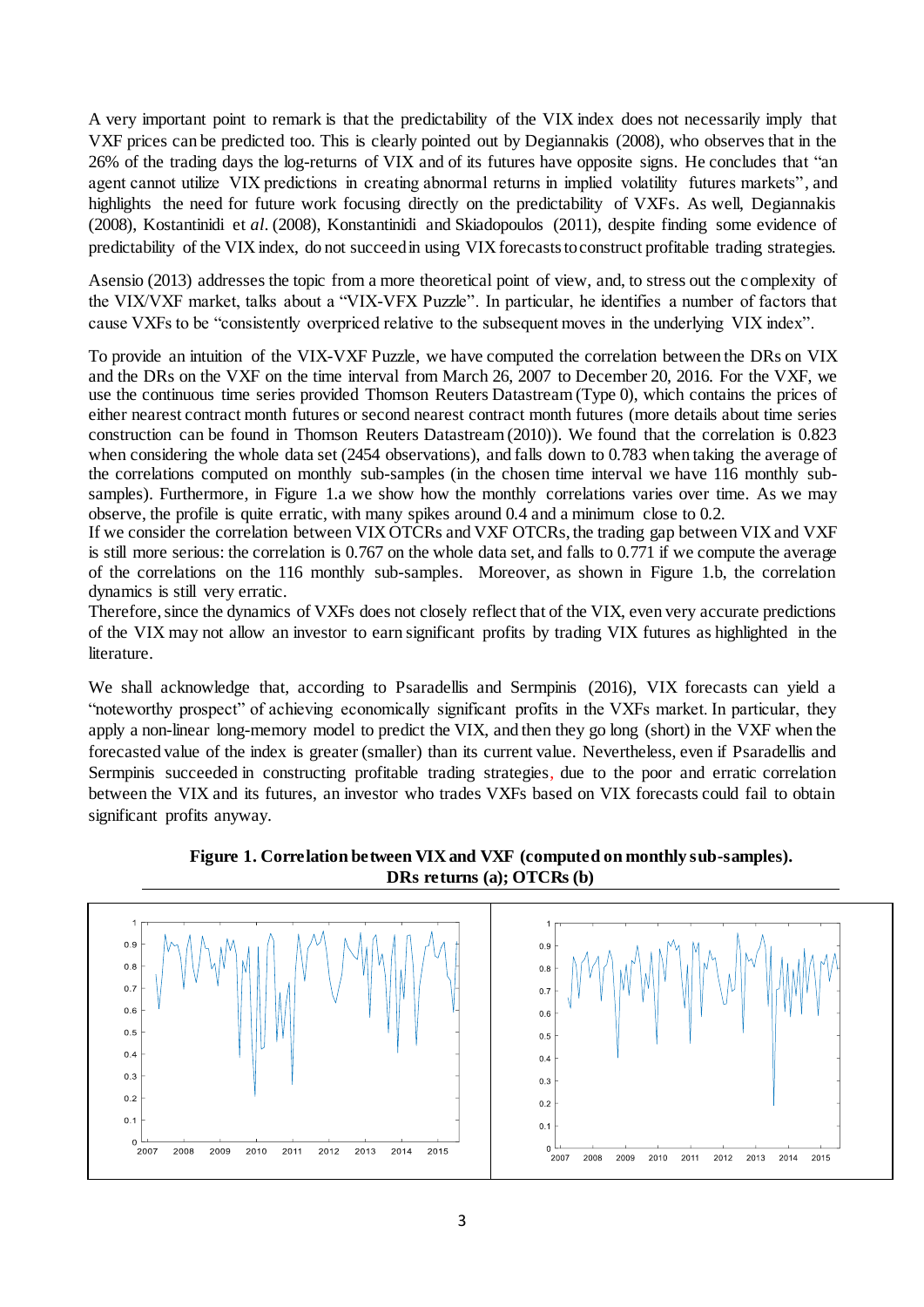A very important point to remark is that the predictability of the VIX index does not necessarily imply that VXF prices can be predicted too. This is clearly pointed out by Degiannakis (2008), who observes that in the 26% of the trading days the log-returns of VIX and of its futures have opposite signs. He concludes that "an agent cannot utilize VIX predictions in creating abnormal returns in implied volatility futures markets", and highlights the need for future work focusing directly on the predictability of VXFs. As well, Degiannakis (2008), Kostantinidi et *al*. (2008), Konstantinidi and Skiadopoulos (2011), despite finding some evidence of predictability of the VIX index, do not succeed in using VIX forecasts to construct profitable trading strategies.

Asensio (2013) addresses the topic from a more theoretical point of view, and, to stress out the complexity of the VIX/VXF market, talks about a "VIX-VFX Puzzle". In particular, he identifies a number of factors that cause VXFs to be "consistently overpriced relative to the subsequent moves in the underlying VIX index".

To provide an intuition of the VIX-VXF Puzzle, we have computed the correlation between the DRs on VIX and the DRs on the VXF on the time interval from March 26, 2007 to December 20, 2016. For the VXF, we use the continuous time series provided Thomson Reuters Datastream (Type 0), which contains the prices of either nearest contract month futures or second nearest contract month futures (more details about time series construction can be found in Thomson Reuters Datastream (2010)). We found that the correlation is 0.823 when considering the whole data set (2454 observations), and falls down to 0.783 when taking the average of the correlations computed on monthly sub-samples (in the chosen time interval we have 116 monthly sub-samples). Furthermore, in Figure 1.a we show how the monthly correlations varies over time. As we may observe, the profile is quite erratic, with many spikes around 0.4 and a minimum close to 0.2.
If we consider the correlation between VIX OTCRs and VXF OTCRs, the trading gap between VIX and VXF is still more serious: the correlation is 0.767 on the whole data set, and falls to 0.771 if we compute the average of the correlations on the 116 monthly sub-samples. Moreover, as shown in Figure 1.b, the correlation dynamics is still very erratic.
Therefore, since the dynamics of VXFs does not closely reflect that of the VIX, even very accurate predictions of the VIX may not allow an investor to earn significant profits by trading VIX futures as highlighted in the literature.

We shall acknowledge that, according to Psaradellis and Sermpinis (2016), VIX forecasts can yield a "noteworthy prospect" of achieving economically significant profits in the VXFs market. In particular, they apply a non-linear long-memory model to predict the VIX, and then they go long (short) in the VXF when the forecasted value of the index is greater (smaller) than its current value. Nevertheless, even if Psaradellis and Sermpinis succeeded in constructing profitable trading strategies, due to the poor and erratic correlation between the VIX and its futures, an investor who trades VXFs based on VIX forecasts could fail to obtain significant profits anyway.

**Figure 1. Correlation between VIX and VXF (computed on monthly sub-samples). DRs returns (a); OTCRs (b)**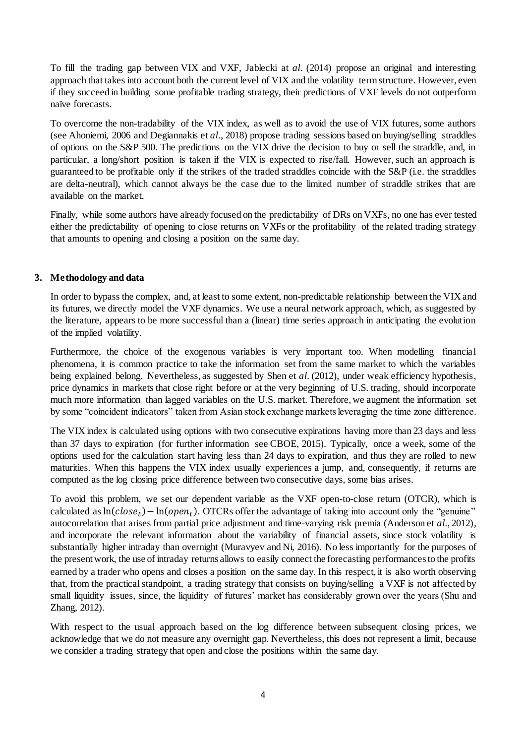To fill the trading gap between VIX and VXF, Jablecki at *al*. (2014) propose an original and interesting approach that takes into account both the current level of VIX and the volatility term structure. However, even if they succeed in building some profitable trading strategy, their predictions of VXF levels do not outperform naïve forecasts.

To overcome the non-tradability of the VIX index, as well as to avoid the use of VIX futures, some authors (see Ahoniemi, 2006 and Degiannakis et *al.*, 2018) propose trading sessions based on buying/selling straddles of options on the S&P 500. The predictions on the VIX drive the decision to buy or sell the straddle, and, in particular, a long/short position is taken if the VIX is expected to rise/fall. However, such an approach is guaranteed to be profitable only if the strikes of the traded straddles coincide with the S&P (i.e. the straddles are delta-neutral), which cannot always be the case due to the limited number of straddle strikes that are available on the market.

Finally, while some authors have already focused on the predictability of DRs on VXFs, no one has ever tested either the predictability of opening to close returns on VXFs or the profitability of the related trading strategy that amounts to opening and closing a position on the same day.

## 3. Methodology and data

In order to bypass the complex, and, at least to some extent, non-predictable relationship between the VIX and its futures, we directly model the VXF dynamics. We use a neural network approach, which, as suggested by the literature, appears to be more successful than a (linear) time series approach in anticipating the evolution of the implied volatility.

Furthermore, the choice of the exogenous variables is very important too. When modelling financial phenomena, it is common practice to take the information set from the same market to which the variables being explained belong. Nevertheless, as suggested by Shen et *al.* (2012), under weak efficiency hypothesis, price dynamics in markets that close right before or at the very beginning of U.S. trading, should incorporate much more information than lagged variables on the U.S. market. Therefore, we augment the information set by some "coincident indicators" taken from Asian stock exchange markets leveraging the time zone difference.

The VIX index is calculated using options with two consecutive expirations having more than 23 days and less than 37 days to expiration (for further information see CBOE, 2015). Typically, once a week, some of the options used for the calculation start having less than 24 days to expiration, and thus they are rolled to new maturities. When this happens the VIX index usually experiences a jump, and, consequently, if returns are computed as the log closing price difference between two consecutive days, some bias arises.

To avoid this problem, we set our dependent variable as the VXF open-to-close return (OTCR), which is calculated as $\ln(close_t) - \ln(open_t)$. OTCRs offer the advantage of taking into account only the "genuine" autocorrelation that arises from partial price adjustment and time-varying risk premia (Anderson et *al.*, 2012), and incorporate the relevant information about the variability of financial assets, since stock volatility is substantially higher intraday than overnight (Muravyev and Ni, 2016). No less importantly for the purposes of the present work, the use of intraday returns allows to easily connect the forecasting performances to the profits earned by a trader who opens and closes a position on the same day. In this respect, it is also worth observing that, from the practical standpoint, a trading strategy that consists on buying/selling a VXF is not affected by small liquidity issues, since, the liquidity of futures' market has considerably grown over the years (Shu and Zhang, 2012).

With respect to the usual approach based on the log difference between subsequent closing prices, we acknowledge that we do not measure any overnight gap. Nevertheless, this does not represent a limit, because we consider a trading strategy that open and close the positions within the same day.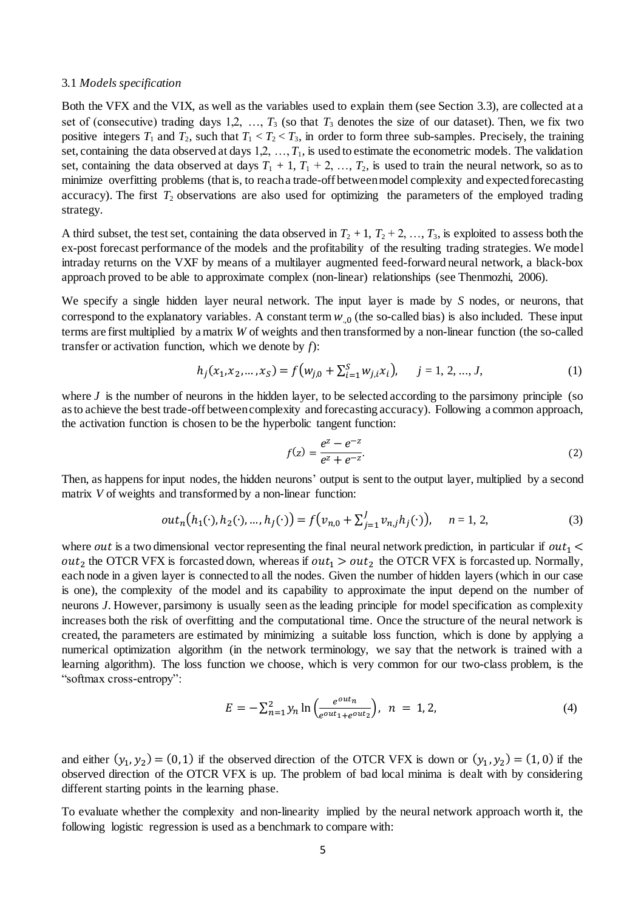3.1 *Models specification*

Both the VFX and the VIX, as well as the variables used to explain them (see Section 3.3), are collected at a set of (consecutive) trading days 1,2, …, $T_3$ (so that $T_3$ denotes the size of our dataset). Then, we fix two positive integers $T_1$ and $T_2$, such that $T_1 < T_2 < T_3$, in order to form three sub-samples. Precisely, the training set, containing the data observed at days 1,2, …, $T_1$, is used to estimate the econometric models. The validation set, containing the data observed at days $T_1$ + 1, $T_1$ + 2, …, $T_2$, is used to train the neural network, so as to minimize overfitting problems (that is, to reach a trade-off between model complexity and expected forecasting accuracy). The first $T_2$ observations are also used for optimizing the parameters of the employed trading strategy.

A third subset, the test set, containing the data observed in $T_2$ + 1, $T_2$ + 2, …, $T_3$, is exploited to assess both the ex-post forecast performance of the models and the profitability of the resulting trading strategies. We model intraday returns on the VXF by means of a multilayer augmented feed-forward neural network, a black-box approach proved to be able to approximate complex (non-linear) relationships (see Thenmozhi, 2006).

We specify a single hidden layer neural network. The input layer is made by $S$ nodes, or neurons, that correspond to the explanatory variables. A constant term $w_{.,0}$ (the so-called bias) is also included. These input terms are first multiplied by a matrix $W$ of weights and then transformed by a non-linear function (the so-called transfer or activation function, which we denote by $f$):

$$h_j(x_1, x_2, \dots, x_S) = f\left(w_{j,0} + \sum_{i=1}^{S} w_{j,i} x_i\right), \quad j = 1, 2, \dots, J, \tag{1}$$

where $J$ is the number of neurons in the hidden layer, to be selected according to the parsimony principle (so as to achieve the best trade-off between complexity and forecasting accuracy). Following a common approach, the activation function is chosen to be the hyperbolic tangent function:

$$f(z) = \frac{e^z - e^{-z}}{e^z + e^{-z}}. \tag{2}$$

Then, as happens for input nodes, the hidden neurons' output is sent to the output layer, multiplied by a second matrix $V$ of weights and transformed by a non-linear function:

$$out_n\left(h_1(\cdot), h_2(\cdot), \dots, h_J(\cdot)\right) = f\left(v_{n,0} + \sum_{j=1}^{J} v_{n,j} h_j(\cdot)\right), \quad n = 1, 2, \tag{3}$$

where $out$ is a two dimensional vector representing the final neural network prediction, in particular if $out_1 < out_2$ the OTCR VFX is forcasted down, whereas if $out_1 > out_2$ the OTCR VFX is forcasted up. Normally, each node in a given layer is connected to all the nodes. Given the number of hidden layers (which in our case is one), the complexity of the model and its capability to approximate the input depend on the number of neurons $J$. However, parsimony is usually seen as the leading principle for model specification as complexity increases both the risk of overfitting and the computational time. Once the structure of the neural network is created, the parameters are estimated by minimizing a suitable loss function, which is done by applying a numerical optimization algorithm (in the network terminology, we say that the network is trained with a learning algorithm). The loss function we choose, which is very common for our two-class problem, is the "softmax cross-entropy":

$$E = -\sum_{n=1}^{2} y_n \ln\left(\frac{e^{out_n}}{e^{out_1 + e^{out_2}}}\right), \quad n = 1, 2, \tag{4}$$

and either $(y_1, y_2) = (0, 1)$ if the observed direction of the OTCR VFX is down or $(y_1, y_2) = (1, 0)$ if the observed direction of the OTCR VFX is up. The problem of bad local minima is dealt with by considering different starting points in the learning phase.

To evaluate whether the complexity and non-linearity implied by the neural network approach worth it, the following logistic regression is used as a benchmark to compare with: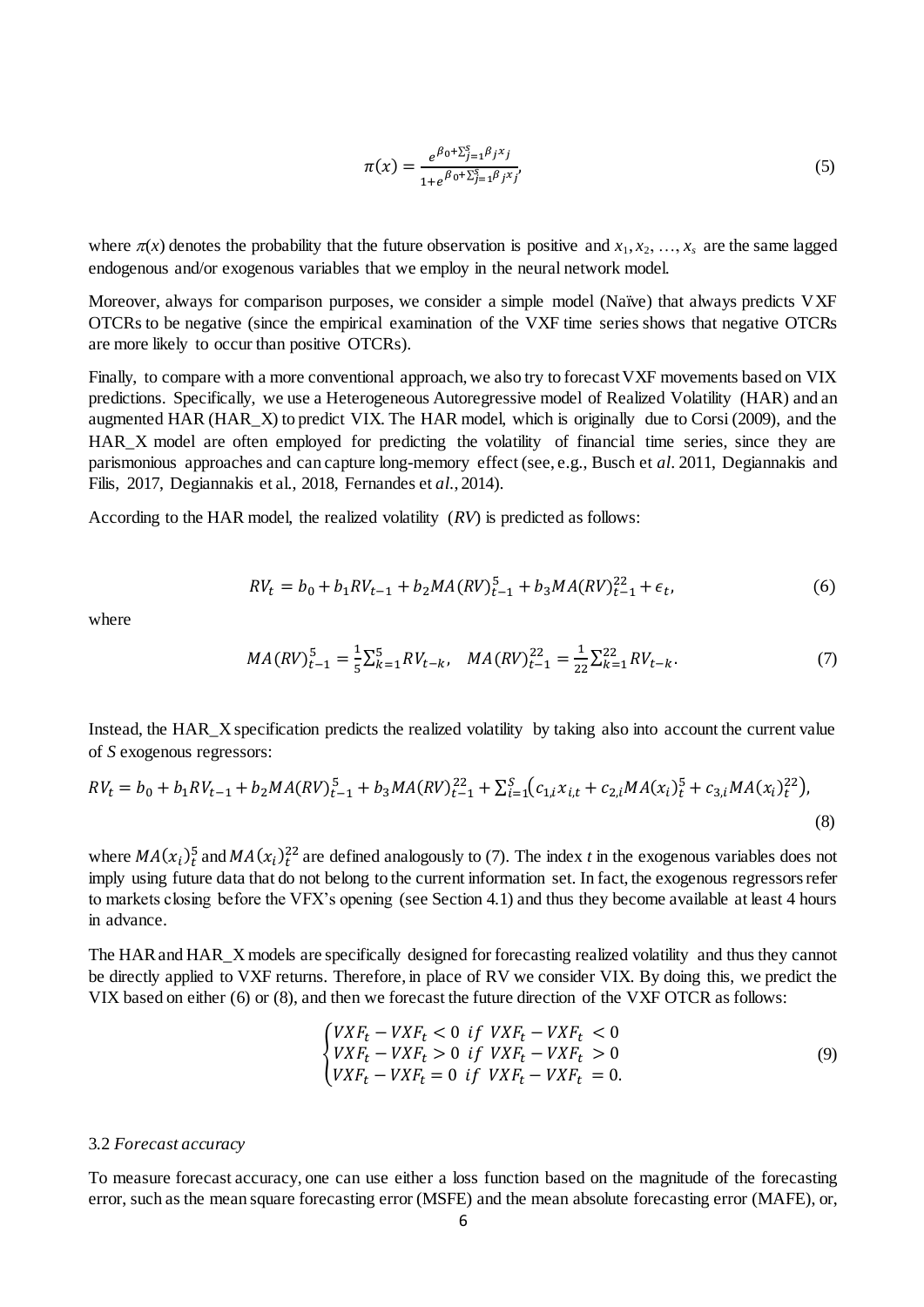$$\pi(x) = \frac{e^{\beta_0 + \sum_{j=1}^{S} \beta_j x_j}}{1 + e^{\beta_0 + \sum_{j=1}^{S} \beta_j x_j}}, \tag{5}$$

where $\pi(x)$ denotes the probability that the future observation is positive and $x_1, x_2, \ldots, x_s$ are the same lagged endogenous and/or exogenous variables that we employ in the neural network model.

Moreover, always for comparison purposes, we consider a simple model (Naïve) that always predicts VXF OTCRs to be negative (since the empirical examination of the VXF time series shows that negative OTCRs are more likely to occur than positive OTCRs).

Finally, to compare with a more conventional approach, we also try to forecast VXF movements based on VIX predictions. Specifically, we use a Heterogeneous Autoregressive model of Realized Volatility (HAR) and an augmented HAR (HAR_X) to predict VIX. The HAR model, which is originally due to Corsi (2009), and the HAR_X model are often employed for predicting the volatility of financial time series, since they are parismonious approaches and can capture long-memory effect (see, e.g., Busch et *al*. 2011, Degiannakis and Filis, 2017, Degiannakis et al., 2018, Fernandes et *al*., 2014).

According to the HAR model, the realized volatility ($RV$) is predicted as follows:

$$RV_t = b_0 + b_1 RV_{t-1} + b_2 MA(RV)_{t-1}^{5} + b_3 MA(RV)_{t-1}^{22} + \epsilon_t, \tag{6}$$

where

$$MA(RV)_{t-1}^{5} = \frac{1}{5}\sum_{k=1}^{5} RV_{t-k}, \quad MA(RV)_{t-1}^{22} = \frac{1}{22}\sum_{k=1}^{22} RV_{t-k}. \tag{7}$$

Instead, the HAR_X specification predicts the realized volatility by taking also into account the current value of $S$ exogenous regressors:

$$RV_t = b_0 + b_1 RV_{t-1} + b_2 MA(RV)_{t-1}^{5} + b_3 MA(RV)_{t-1}^{22} + \sum_{i=1}^{S}\left(c_{1,i} x_{i,t} + c_{2,i} MA(x_i)_t^{5} + c_{3,i} MA(x_i)_t^{22}\right), \tag{8}$$

where $MA(x_i)_t^5$ and $MA(x_i)_t^{22}$ are defined analogously to (7). The index $t$ in the exogenous variables does not imply using future data that do not belong to the current information set. In fact, the exogenous regressors refer to markets closing before the VFX's opening (see Section 4.1) and thus they become available at least 4 hours in advance.

The HAR and HAR_X models are specifically designed for forecasting realized volatility and thus they cannot be directly applied to VXF returns. Therefore, in place of RV we consider VIX. By doing this, we predict the VIX based on either (6) or (8), and then we forecast the future direction of the VXF OTCR as follows:

$$\begin{cases} VXF_t - VXF_t < 0 \;\; if \;\; VXF_t - VXF_t < 0 \\ VXF_t - VXF_t > 0 \;\; if \;\; VXF_t - VXF_t > 0 \\ VXF_t - VXF_t = 0 \;\; if \;\; VXF_t - VXF_t = 0. \end{cases} \tag{9}$$

### 3.2 *Forecast accuracy*

To measure forecast accuracy, one can use either a loss function based on the magnitude of the forecasting error, such as the mean square forecasting error (MSFE) and the mean absolute forecasting error (MAFE), or,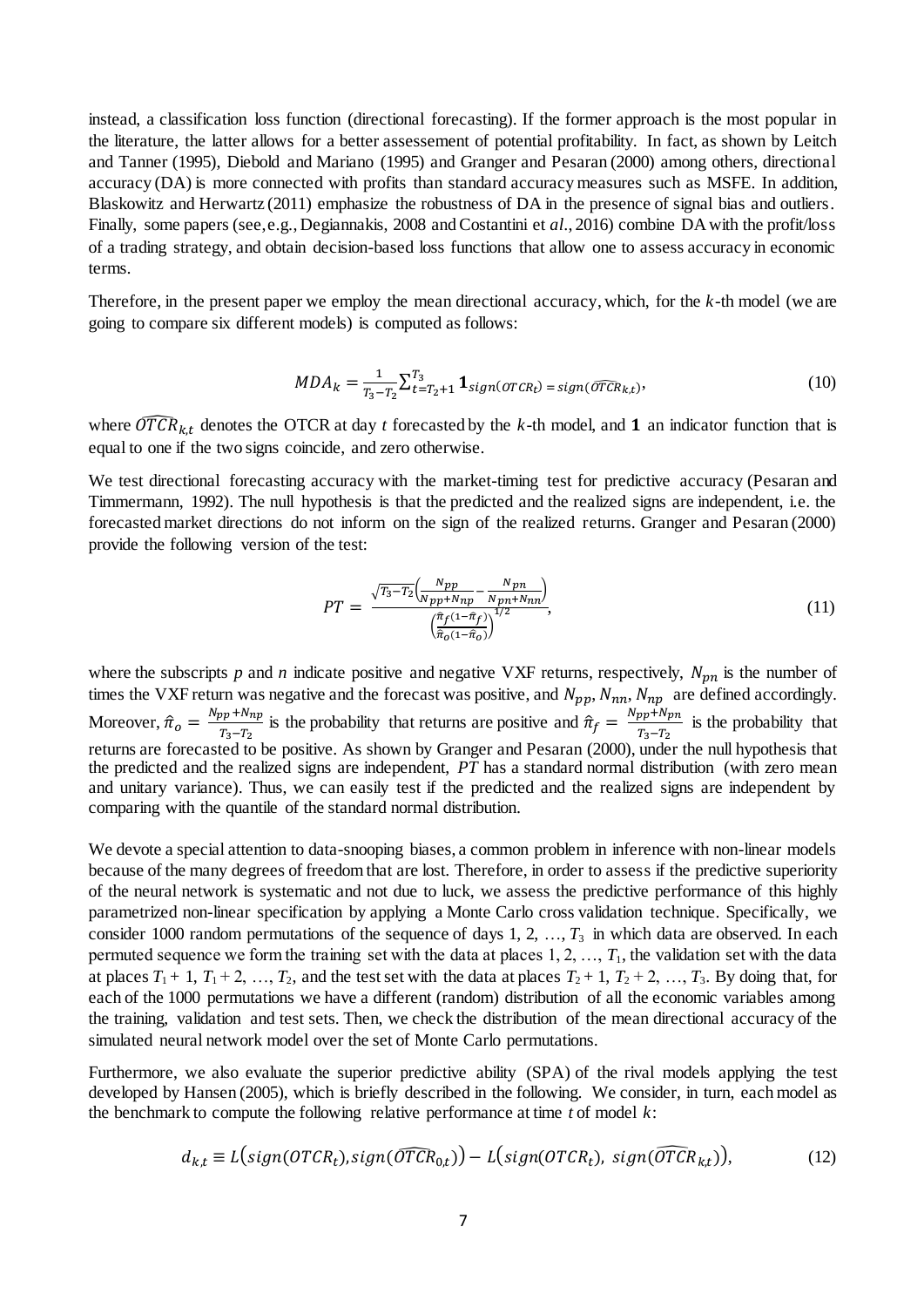instead, a classification loss function (directional forecasting). If the former approach is the most popular in the literature, the latter allows for a better assessement of potential profitability. In fact, as shown by Leitch and Tanner (1995), Diebold and Mariano (1995) and Granger and Pesaran (2000) among others, directional accuracy (DA) is more connected with profits than standard accuracy measures such as MSFE. In addition, Blaskowitz and Herwartz (2011) emphasize the robustness of DA in the presence of signal bias and outliers. Finally, some papers (see, e.g., Degiannakis, 2008 and Costantini et *al.*, 2016) combine DA with the profit/loss of a trading strategy, and obtain decision-based loss functions that allow one to assess accuracy in economic terms.

Therefore, in the present paper we employ the mean directional accuracy, which, for the $k$-th model (we are going to compare six different models) is computed as follows:

$$MDA_k = \frac{1}{T_3 - T_2} \sum_{t=T_2+1}^{T_3} \mathbf{1}_{sign(OTCR_t) = sign(\widehat{OTCR}_{k,t})}, \tag{10}$$

where $\widehat{OTCR}_{k,t}$ denotes the OTCR at day $t$ forecasted by the $k$-th model, and $\mathbf{1}$ an indicator function that is equal to one if the two signs coincide, and zero otherwise.

We test directional forecasting accuracy with the market-timing test for predictive accuracy (Pesaran and Timmermann, 1992). The null hypothesis is that the predicted and the realized signs are independent, i.e. the forecasted market directions do not inform on the sign of the realized returns. Granger and Pesaran (2000) provide the following version of the test:

$$PT = \frac{\sqrt{T_3 - T_2}\left(\frac{N_{pp}}{N_{pp}+N_{np}} - \frac{N_{pn}}{N_{pn}+N_{nn}}\right)}{\left(\frac{\hat{\pi}_f(1-\hat{\pi}_f)}{\hat{\pi}_o(1-\hat{\pi}_o)}\right)^{1/2}}, \tag{11}$$

where the subscripts $p$ and $n$ indicate positive and negative VXF returns, respectively, $N_{pn}$ is the number of times the VXF return was negative and the forecast was positive, and $N_{pp}$, $N_{nn}$, $N_{np}$ are defined accordingly. Moreover, $\hat{\pi}_o = \frac{N_{pp}+N_{np}}{T_3-T_2}$ is the probability that returns are positive and $\hat{\pi}_f = \frac{N_{pp}+N_{pn}}{T_3-T_2}$ is the probability that returns are forecasted to be positive. As shown by Granger and Pesaran (2000), under the null hypothesis that the predicted and the realized signs are independent, $PT$ has a standard normal distribution (with zero mean and unitary variance). Thus, we can easily test if the predicted and the realized signs are independent by comparing with the quantile of the standard normal distribution.

We devote a special attention to data-snooping biases, a common problem in inference with non-linear models because of the many degrees of freedom that are lost. Therefore, in order to assess if the predictive superiority of the neural network is systematic and not due to luck, we assess the predictive performance of this highly parametrized non-linear specification by applying a Monte Carlo cross validation technique. Specifically, we consider 1000 random permutations of the sequence of days 1, 2, …, $T_3$ in which data are observed. In each permuted sequence we form the training set with the data at places 1, 2, …, $T_1$, the validation set with the data at places $T_1 + 1$, $T_1 + 2$, …, $T_2$, and the test set with the data at places $T_2 + 1$, $T_2 + 2$, …, $T_3$. By doing that, for each of the 1000 permutations we have a different (random) distribution of all the economic variables among the training, validation and test sets. Then, we check the distribution of the mean directional accuracy of the simulated neural network model over the set of Monte Carlo permutations.

Furthermore, we also evaluate the superior predictive ability (SPA) of the rival models applying the test developed by Hansen (2005), which is briefly described in the following. We consider, in turn, each model as the benchmark to compute the following relative performance at time $t$ of model $k$:

$$d_{k,t} \equiv L\left(sign(OTCR_t), sign(\widehat{OTCR}_{0,t})\right) - L\left(sign(OTCR_t),\ sign(\widehat{OTCR}_{k,t})\right), \tag{12}$$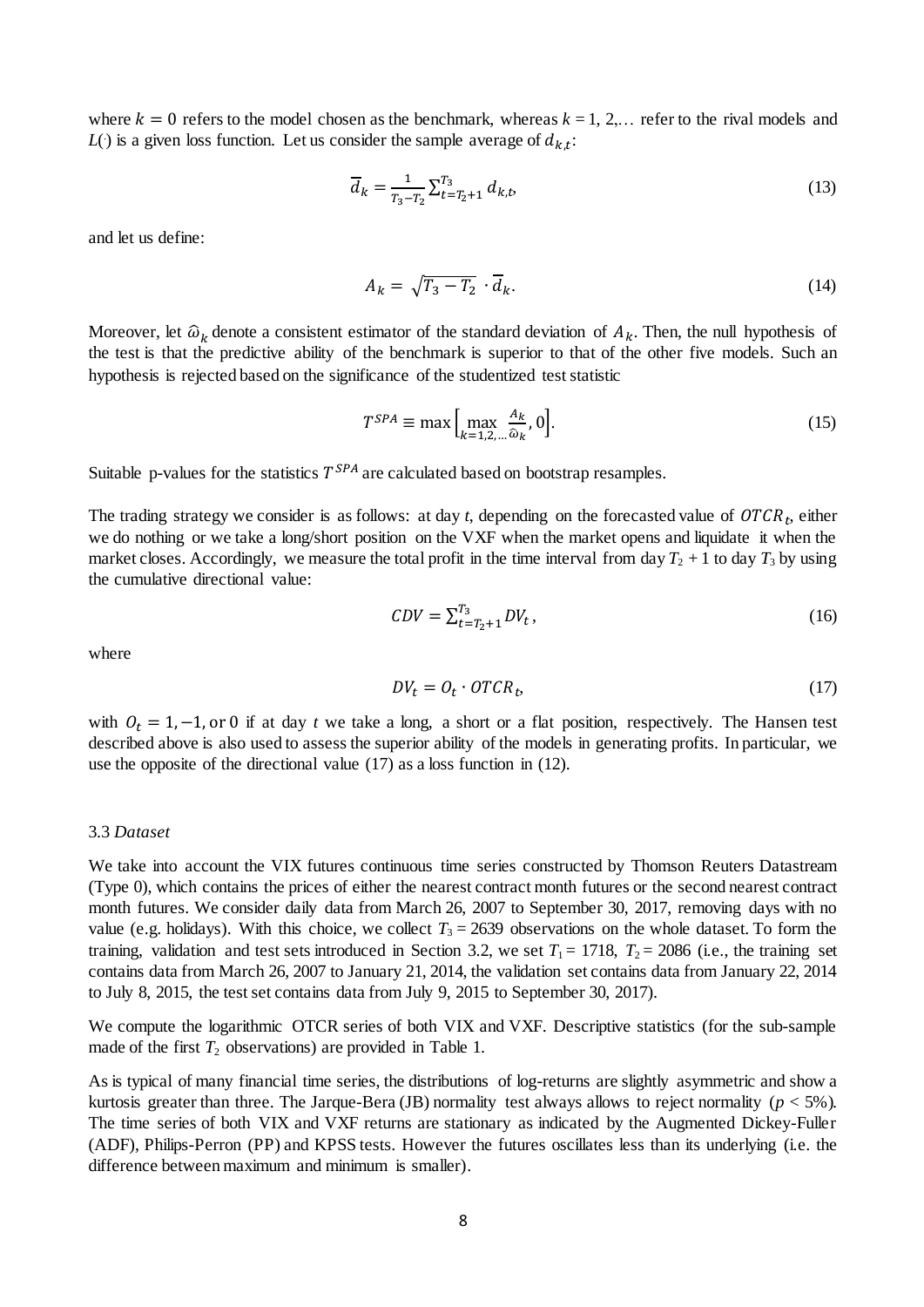where $k = 0$ refers to the model chosen as the benchmark, whereas $k = 1, 2, \ldots$ refer to the rival models and $L(\cdot)$ is a given loss function. Let us consider the sample average of $d_{k,t}$:

$$\overline{d}_k = \frac{1}{T_3 - T_2} \sum_{t=T_2+1}^{T_3} d_{k,t}, \tag{13}$$

and let us define:

$$A_k = \sqrt{T_3 - T_2} \cdot \overline{d}_k. \tag{14}$$

Moreover, let $\widehat{\omega}_k$ denote a consistent estimator of the standard deviation of $A_k$. Then, the null hypothesis of the test is that the predictive ability of the benchmark is superior to that of the other five models. Such an hypothesis is rejected based on the significance of the studentized test statistic

$$T^{SPA} \equiv \max\left[\max_{k=1,2,\ldots} \frac{A_k}{\widehat{\omega}_k}, 0\right]. \tag{15}$$

Suitable p-values for the statistics $T^{SPA}$ are calculated based on bootstrap resamples.

The trading strategy we consider is as follows: at day $t$, depending on the forecasted value of $OTCR_t$, either we do nothing or we take a long/short position on the VXF when the market opens and liquidate it when the market closes. Accordingly, we measure the total profit in the time interval from day $T_2 + 1$ to day $T_3$ by using the cumulative directional value:

$$CDV = \sum_{t=T_2+1}^{T_3} DV_t, \tag{16}$$

where

$$DV_t = O_t \cdot OTCR_t, \tag{17}$$

with $O_t = 1, -1,$ or $0$ if at day $t$ we take a long, a short or a flat position, respectively. The Hansen test described above is also used to assess the superior ability of the models in generating profits. In particular, we use the opposite of the directional value (17) as a loss function in (12).

### 3.3 *Dataset*

We take into account the VIX futures continuous time series constructed by Thomson Reuters Datastream (Type 0), which contains the prices of either the nearest contract month futures or the second nearest contract month futures. We consider daily data from March 26, 2007 to September 30, 2017, removing days with no value (e.g. holidays). With this choice, we collect $T_3 = 2639$ observations on the whole dataset. To form the training, validation and test sets introduced in Section 3.2, we set $T_1 = 1718$, $T_2 = 2086$ (i.e., the training set contains data from March 26, 2007 to January 21, 2014, the validation set contains data from January 22, 2014 to July 8, 2015, the test set contains data from July 9, 2015 to September 30, 2017).

We compute the logarithmic OTCR series of both VIX and VXF. Descriptive statistics (for the sub-sample made of the first $T_2$ observations) are provided in Table 1.

As is typical of many financial time series, the distributions of log-returns are slightly asymmetric and show a kurtosis greater than three. The Jarque-Bera (JB) normality test always allows to reject normality ($p < 5\%$). The time series of both VIX and VXF returns are stationary as indicated by the Augmented Dickey-Fuller (ADF), Philips-Perron (PP) and KPSS tests. However the futures oscillates less than its underlying (i.e. the difference between maximum and minimum is smaller).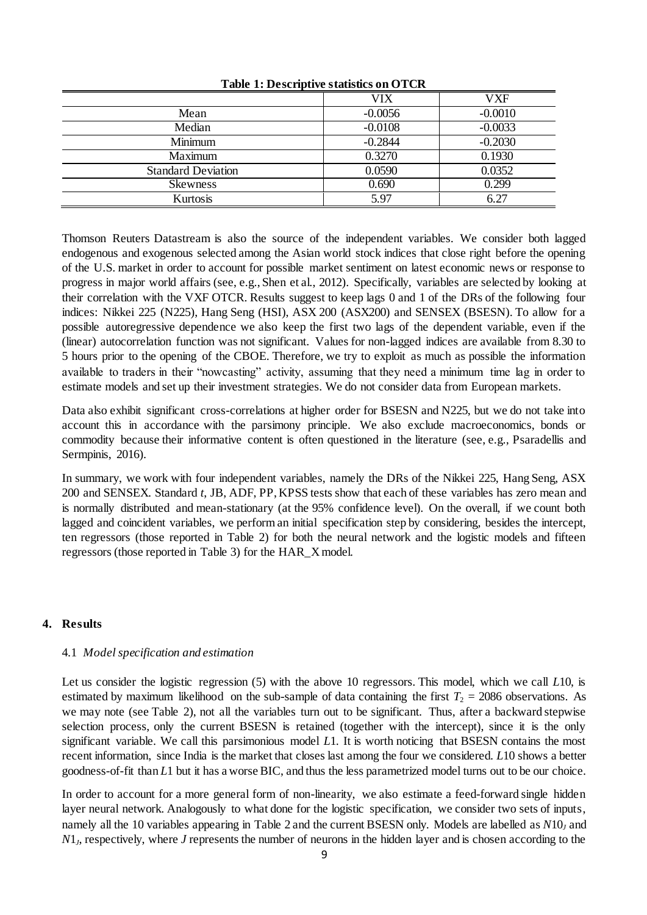**Table 1: Descriptive statistics on OTCR**

| | VIX | VXF |
|---|---|---|
| Mean | -0.0056 | -0.0010 |
| Median | -0.0108 | -0.0033 |
| Minimum | -0.2844 | -0.2030 |
| Maximum | 0.3270 | 0.1930 |
| Standard Deviation | 0.0590 | 0.0352 |
| Skewness | 0.690 | 0.299 |
| Kurtosis | 5.97 | 6.27 |

Thomson Reuters Datastream is also the source of the independent variables. We consider both lagged endogenous and exogenous selected among the Asian world stock indices that close right before the opening of the U.S. market in order to account for possible market sentiment on latest economic news or response to progress in major world affairs (see, e.g., Shen et al., 2012). Specifically, variables are selected by looking at their correlation with the VXF OTCR. Results suggest to keep lags 0 and 1 of the DRs of the following four indices: Nikkei 225 (N225), Hang Seng (HSI), ASX 200 (ASX200) and SENSEX (BSESN). To allow for a possible autoregressive dependence we also keep the first two lags of the dependent variable, even if the (linear) autocorrelation function was not significant. Values for non-lagged indices are available from 8.30 to 5 hours prior to the opening of the CBOE. Therefore, we try to exploit as much as possible the information available to traders in their "nowcasting" activity, assuming that they need a minimum time lag in order to estimate models and set up their investment strategies. We do not consider data from European markets.

Data also exhibit significant cross-correlations at higher order for BSESN and N225, but we do not take into account this in accordance with the parsimony principle. We also exclude macroeconomics, bonds or commodity because their informative content is often questioned in the literature (see, e.g., Psaradellis and Sermpinis, 2016).

In summary, we work with four independent variables, namely the DRs of the Nikkei 225, Hang Seng, ASX 200 and SENSEX. Standard $t$, JB, ADF, PP, KPSS tests show that each of these variables has zero mean and is normally distributed and mean-stationary (at the 95% confidence level). On the overall, if we count both lagged and coincident variables, we perform an initial specification step by considering, besides the intercept, ten regressors (those reported in Table 2) for both the neural network and the logistic models and fifteen regressors (those reported in Table 3) for the HAR_X model.

## 4. Results

### 4.1 *Model specification and estimation*

Let us consider the logistic regression (5) with the above 10 regressors. This model, which we call $L10$, is estimated by maximum likelihood on the sub-sample of data containing the first $T_2 = 2086$ observations. As we may note (see Table 2), not all the variables turn out to be significant. Thus, after a backward stepwise selection process, only the current BSESN is retained (together with the intercept), since it is the only significant variable. We call this parsimonious model $L1$. It is worth noticing that BSESN contains the most recent information, since India is the market that closes last among the four we considered. $L10$ shows a better goodness-of-fit than $L1$ but it has a worse BIC, and thus the less parametrized model turns out to be our choice.

In order to account for a more general form of non-linearity, we also estimate a feed-forward single hidden layer neural network. Analogously to what done for the logistic specification, we consider two sets of inputs, namely all the 10 variables appearing in Table 2 and the current BSESN only. Models are labelled as $N10_J$ and $N1_J$, respectively, where $J$ represents the number of neurons in the hidden layer and is chosen according to the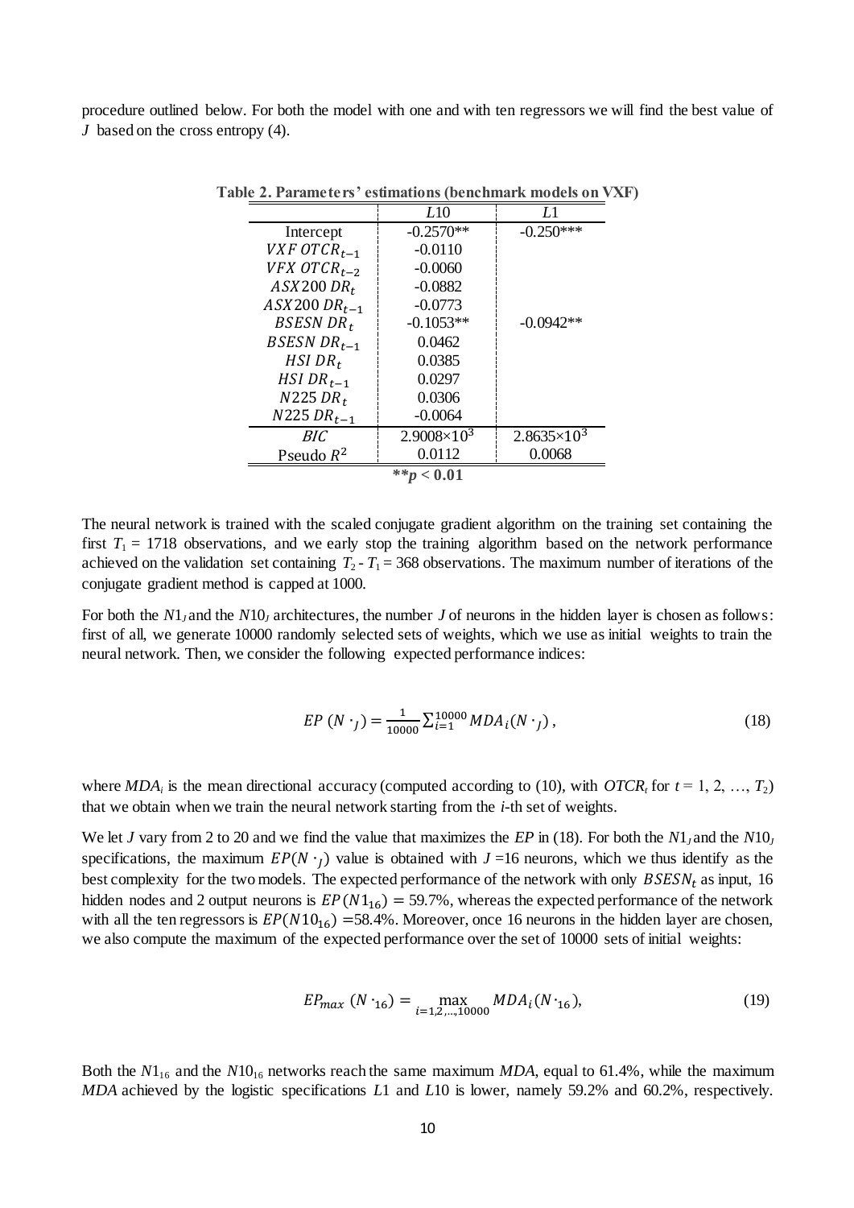procedure outlined below. For both the model with one and with ten regressors we will find the best value of $J$ based on the cross entropy (4).

**Table 2. Parameters' estimations (benchmark models on VXF)**

| | $L10$ | $L1$ |
|---|---|---|
| Intercept | -0.2570** | -0.250*** |
| $VXF\ OTCR_{t-1}$ | -0.0110 | |
| $VFX\ OTCR_{t-2}$ | -0.0060 | |
| $ASX200\ DR_t$ | -0.0882 | |
| $ASX200\ DR_{t-1}$ | -0.0773 | |
| $BSESN\ DR_t$ | -0.1053** | -0.0942** |
| $BSESN\ DR_{t-1}$ | 0.0462 | |
| $HSI\ DR_t$ | 0.0385 | |
| $HSI\ DR_{t-1}$ | 0.0297 | |
| $N225\ DR_t$ | 0.0306 | |
| $N225\ DR_{t-1}$ | -0.0064 | |
| $BIC$ | $2.9008{\times}10^3$ | $2.8635{\times}10^3$ |
| Pseudo $R^2$ | 0.0112 | 0.0068 |

**$^{**}p < 0.01$**

The neural network is trained with the scaled conjugate gradient algorithm on the training set containing the first $T_1$ = 1718 observations, and we early stop the training algorithm based on the network performance achieved on the validation set containing $T_2$ - $T_1$ = 368 observations. The maximum number of iterations of the conjugate gradient method is capped at 1000.

For both the $N1_J$ and the $N10_J$ architectures, the number $J$ of neurons in the hidden layer is chosen as follows: first of all, we generate 10000 randomly selected sets of weights, which we use as initial weights to train the neural network. Then, we consider the following expected performance indices:

$$EP\ (N\cdot_J) = \frac{1}{10000}\sum_{i=1}^{10000} MDA_i(N\cdot_J)\,, \tag{18}$$

where $MDA_i$ is the mean directional accuracy (computed according to (10), with $OTCR_t$ for $t = 1, 2, \ldots, T_2$) that we obtain when we train the neural network starting from the $i$-th set of weights.

We let $J$ vary from 2 to 20 and we find the value that maximizes the $EP$ in (18). For both the $N1_J$ and the $N10_J$ specifications, the maximum $EP(N\cdot_J)$ value is obtained with $J$ =16 neurons, which we thus identify as the best complexity for the two models. The expected performance of the network with only $BSESN_t$ as input, 16 hidden nodes and 2 output neurons is $EP(N1_{16}) = 59.7\%$, whereas the expected performance of the network with all the ten regressors is $EP(N10_{16})$ =58.4%. Moreover, once 16 neurons in the hidden layer are chosen, we also compute the maximum of the expected performance over the set of 10000 sets of initial weights:

$$EP_{max}\ (N\cdot_{16}) = \max_{i=1,2,\ldots,10000} MDA_i(N\cdot_{16}), \tag{19}$$

Both the $N1_{16}$ and the $N10_{16}$ networks reach the same maximum $MDA$, equal to 61.4%, while the maximum $MDA$ achieved by the logistic specifications $L1$ and $L10$ is lower, namely 59.2% and 60.2%, respectively.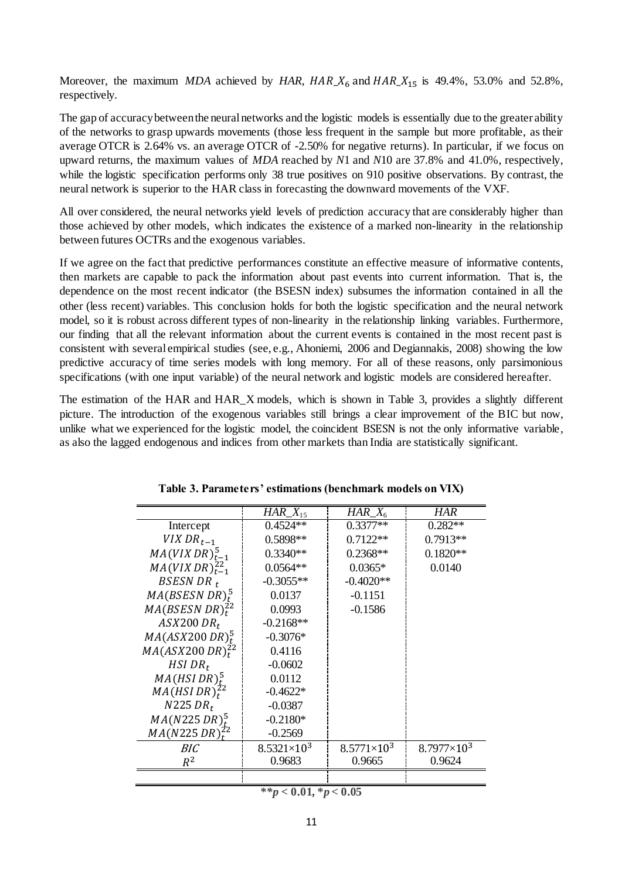Moreover, the maximum *MDA* achieved by *HAR*, $HAR\_X_6$ and $HAR\_X_{15}$ is 49.4%, 53.0% and 52.8%, respectively.

The gap of accuracy between the neural networks and the logistic models is essentially due to the greater ability of the networks to grasp upwards movements (those less frequent in the sample but more profitable, as their average OTCR is 2.64% vs. an average OTCR of -2.50% for negative returns). In particular, if we focus on upward returns, the maximum values of *MDA* reached by *N*1 and *N*10 are 37.8% and 41.0%, respectively, while the logistic specification performs only 38 true positives on 910 positive observations. By contrast, the neural network is superior to the HAR class in forecasting the downward movements of the VXF.

All over considered, the neural networks yield levels of prediction accuracy that are considerably higher than those achieved by other models, which indicates the existence of a marked non-linearity in the relationship between futures OCTRs and the exogenous variables.

If we agree on the fact that predictive performances constitute an effective measure of informative contents, then markets are capable to pack the information about past events into current information. That is, the dependence on the most recent indicator (the BSESN index) subsumes the information contained in all the other (less recent) variables. This conclusion holds for both the logistic specification and the neural network model, so it is robust across different types of non-linearity in the relationship linking variables. Furthermore, our finding that all the relevant information about the current events is contained in the most recent past is consistent with several empirical studies (see, e.g., Ahoniemi, 2006 and Degiannakis, 2008) showing the low predictive accuracy of time series models with long memory. For all of these reasons, only parsimonious specifications (with one input variable) of the neural network and logistic models are considered hereafter.

The estimation of the HAR and HAR_X models, which is shown in Table 3, provides a slightly different picture. The introduction of the exogenous variables still brings a clear improvement of the BIC but now, unlike what we experienced for the logistic model, the coincident BSESN is not the only informative variable, as also the lagged endogenous and indices from other markets than India are statistically significant.

**Table 3. Parameters' estimations (benchmark models on VIX)**

| | $HAR\_X_{15}$ | $HAR\_X_6$ | *HAR* |
|---|---|---|---|
| Intercept | 0.4524** | 0.3377** | 0.282** |
| $VIX\,DR_{t-1}$ | 0.5898** | 0.7122** | 0.7913** |
| $MA(VIX\,DR)_{t-1}^{5}$ | 0.3340** | 0.2368** | 0.1820** |
| $MA(VIX\,DR)_{t-1}^{22}$ | 0.0564** | 0.0365* | 0.0140 |
| $BSESN\,DR_t$ | -0.3055** | -0.4020** | |
| $MA(BSESN\,DR)_t^5$ | 0.0137 | -0.1151 | |
| $MA(BSESN\,DR)_t^{22}$ | 0.0993 | -0.1586 | |
| $ASX200\,DR_t$ | -0.2168** | | |
| $MA(ASX200\,DR)_t^5$ | -0.3076* | | |
| $MA(ASX200\,DR)_t^{22}$ | 0.4116 | | |
| $HSI\,DR_t$ | -0.0602 | | |
| $MA(HSI\,DR)_t^5$ | 0.0112 | | |
| $MA(HSI\,DR)_t^{22}$ | -0.4622* | | |
| $N225\,DR_t$ | -0.0387 | | |
| $MA(N225\,DR)_t^5$ | -0.2180* | | |
| $MA(N225\,DR)_t^{22}$ | -0.2569 | | |
| *BIC* | $8.5321\times10^3$ | $8.5771\times10^3$ | $8.7977\times10^3$ |
| $R^2$ | 0.9683 | 0.9665 | 0.9624 |

**$^{**}p < 0.01$, $^{*}p < 0.05$**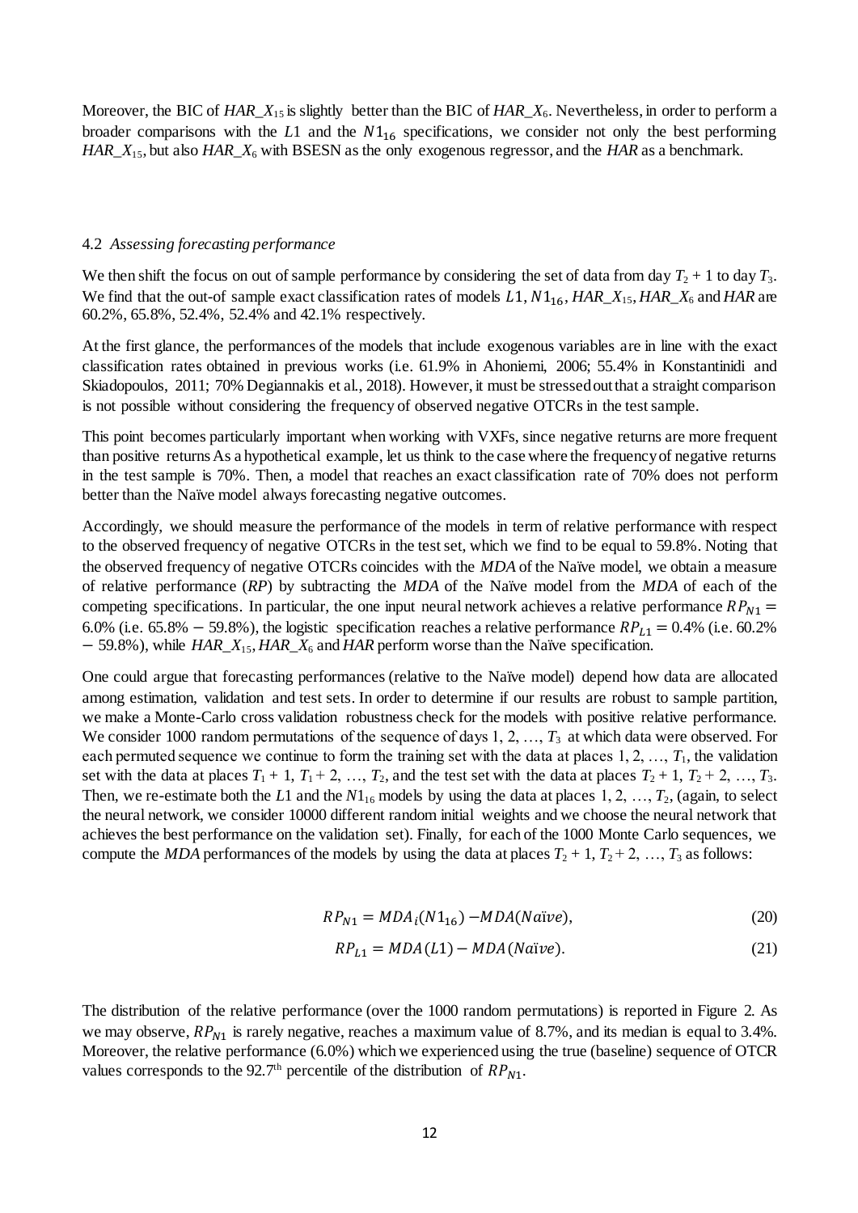Moreover, the BIC of $HAR\_X_{15}$ is slightly better than the BIC of $HAR\_X_6$. Nevertheless, in order to perform a broader comparisons with the $L1$ and the $N1_{16}$ specifications, we consider not only the best performing $HAR\_X_{15}$, but also $HAR\_X_6$ with BSESN as the only exogenous regressor, and the $HAR$ as a benchmark.

### 4.2 *Assessing forecasting performance*

We then shift the focus on out of sample performance by considering the set of data from day $T_2 + 1$ to day $T_3$. We find that the out-of sample exact classification rates of models $L1$, $N1_{16}$, $HAR\_X_{15}$, $HAR\_X_6$ and $HAR$ are 60.2%, 65.8%, 52.4%, 52.4% and 42.1% respectively.

At the first glance, the performances of the models that include exogenous variables are in line with the exact classification rates obtained in previous works (i.e. 61.9% in Ahoniemi, 2006; 55.4% in Konstantinidi and Skiadopoulos, 2011; 70% Degiannakis et al., 2018). However, it must be stressed out that a straight comparison is not possible without considering the frequency of observed negative OTCRs in the test sample.

This point becomes particularly important when working with VXFs, since negative returns are more frequent than positive returns As a hypothetical example, let us think to the case where the frequency of negative returns in the test sample is 70%. Then, a model that reaches an exact classification rate of 70% does not perform better than the Naïve model always forecasting negative outcomes.

Accordingly, we should measure the performance of the models in term of relative performance with respect to the observed frequency of negative OTCRs in the test set, which we find to be equal to 59.8%. Noting that the observed frequency of negative OTCRs coincides with the *MDA* of the Naïve model, we obtain a measure of relative performance (*RP*) by subtracting the *MDA* of the Naïve model from the *MDA* of each of the competing specifications. In particular, the one input neural network achieves a relative performance $RP_{N1} =$ 6.0% (i.e. 65.8% − 59.8%), the logistic specification reaches a relative performance $RP_{L1} = 0.4\%$ (i.e. 60.2% − 59.8%), while $HAR\_X_{15}$, $HAR\_X_6$ and $HAR$ perform worse than the Naïve specification.

One could argue that forecasting performances (relative to the Naïve model) depend how data are allocated among estimation, validation and test sets. In order to determine if our results are robust to sample partition, we make a Monte-Carlo cross validation robustness check for the models with positive relative performance. We consider 1000 random permutations of the sequence of days $1, 2, \ldots, T_3$ at which data were observed. For each permuted sequence we continue to form the training set with the data at places $1, 2, \ldots, T_1$, the validation set with the data at places $T_1 + 1, T_1 + 2, \ldots, T_2$, and the test set with the data at places $T_2 + 1, T_2 + 2, \ldots, T_3$. Then, we re-estimate both the $L1$ and the $N1_{16}$ models by using the data at places $1, 2, \ldots, T_2$, (again, to select the neural network, we consider 10000 different random initial weights and we choose the neural network that achieves the best performance on the validation set). Finally, for each of the 1000 Monte Carlo sequences, we compute the *MDA* performances of the models by using the data at places $T_2 + 1, T_2 + 2, \ldots, T_3$ as follows:

$$RP_{N1} = MDA_i(N1_{16}) - MDA(Naïve), \tag{20}$$

$$RP_{L1} = MDA(L1) - MDA(Naïve). \tag{21}$$

The distribution of the relative performance (over the 1000 random permutations) is reported in Figure 2. As we may observe, $RP_{N1}$ is rarely negative, reaches a maximum value of 8.7%, and its median is equal to 3.4%. Moreover, the relative performance (6.0%) which we experienced using the true (baseline) sequence of OTCR values corresponds to the 92.7[th] percentile of the distribution of $RP_{N1}$.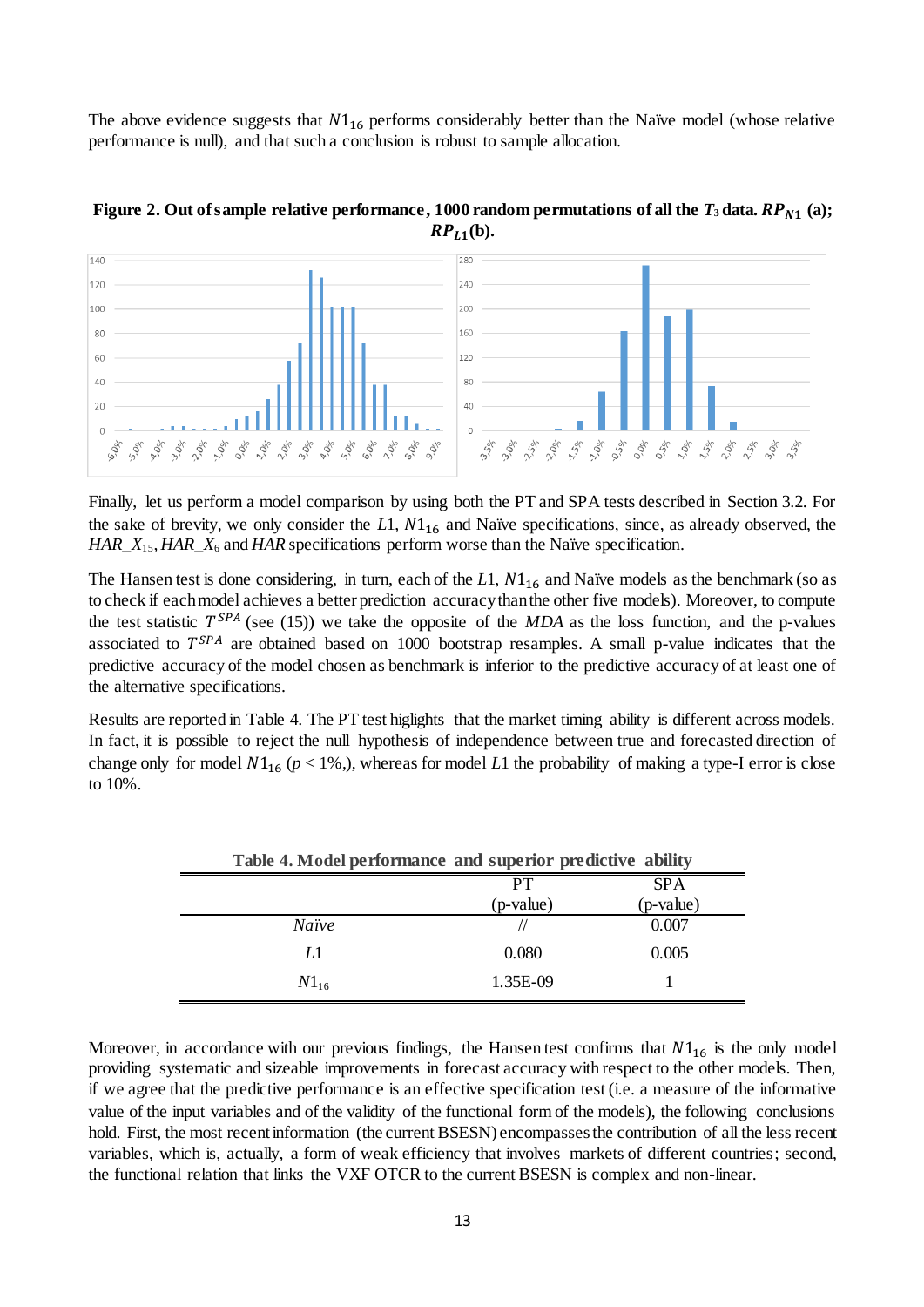The above evidence suggests that $N1_{16}$ performs considerably better than the Naïve model (whose relative performance is null), and that such a conclusion is robust to sample allocation.

**Figure 2. Out of sample relative performance, 1000 random permutations of all the $T_3$ data. $RP_{N1}$ (a); $RP_{L1}$(b).**

Finally, let us perform a model comparison by using both the PT and SPA tests described in Section 3.2. For the sake of brevity, we only consider the $L1$, $N1_{16}$ and Naïve specifications, since, as already observed, the $HAR\_X_{15}$, $HAR\_X_6$ and $HAR$ specifications perform worse than the Naïve specification.

The Hansen test is done considering, in turn, each of the $L1$, $N1_{16}$ and Naïve models as the benchmark (so as to check if each model achieves a better prediction accuracy than the other five models). Moreover, to compute the test statistic $T^{SPA}$ (see (15)) we take the opposite of the *MDA* as the loss function, and the p-values associated to $T^{SPA}$ are obtained based on 1000 bootstrap resamples. A small p-value indicates that the predictive accuracy of the model chosen as benchmark is inferior to the predictive accuracy of at least one of the alternative specifications.

Results are reported in Table 4. The PT test higlights that the market timing ability is different across models. In fact, it is possible to reject the null hypothesis of independence between true and forecasted direction of change only for model $N1_{16}$ ($p < 1\%$,), whereas for model $L1$ the probability of making a type-I error is close to 10%.

**Table 4. Model performance and superior predictive ability**

| | PT (p-value) | SPA (p-value) |
|---|---|---|
| *Naïve* | // | 0.007 |
| $L1$ | 0.080 | 0.005 |
| $N1_{16}$ | 1.35E-09 | 1 |

Moreover, in accordance with our previous findings, the Hansen test confirms that $N1_{16}$ is the only model providing systematic and sizeable improvements in forecast accuracy with respect to the other models. Then, if we agree that the predictive performance is an effective specification test (i.e. a measure of the informative value of the input variables and of the validity of the functional form of the models), the following conclusions hold. First, the most recent information (the current BSESN) encompasses the contribution of all the less recent variables, which is, actually, a form of weak efficiency that involves markets of different countries; second, the functional relation that links the VXF OTCR to the current BSESN is complex and non-linear.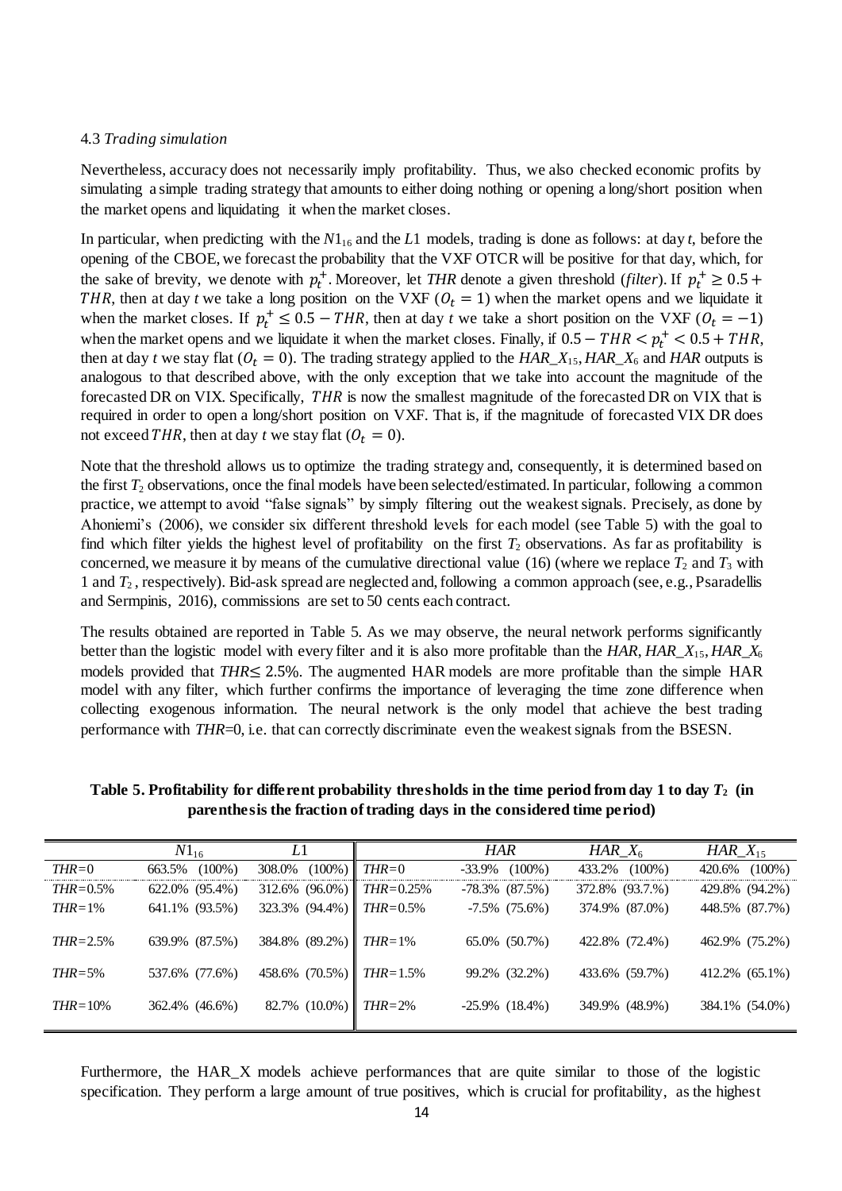### 4.3 *Trading simulation*

Nevertheless, accuracy does not necessarily imply profitability. Thus, we also checked economic profits by simulating a simple trading strategy that amounts to either doing nothing or opening a long/short position when the market opens and liquidating it when the market closes.

In particular, when predicting with the $N1_{16}$ and the $L1$ models, trading is done as follows: at day $t$, before the opening of the CBOE, we forecast the probability that the VXF OTCR will be positive for that day, which, for the sake of brevity, we denote with $p_t^+$. Moreover, let *THR* denote a given threshold (*filter*). If $p_t^+ \geq 0.5 + THR$, then at day $t$ we take a long position on the VXF ($O_t = 1$) when the market opens and we liquidate it when the market closes. If $p_t^+ \leq 0.5 - THR$, then at day $t$ we take a short position on the VXF ($O_t = -1$) when the market opens and we liquidate it when the market closes. Finally, if $0.5 - THR < p_t^+ < 0.5 + THR$, then at day $t$ we stay flat ($O_t = 0$). The trading strategy applied to the $HAR\_X_{15}$, $HAR\_X_6$ and *HAR* outputs is analogous to that described above, with the only exception that we take into account the magnitude of the forecasted DR on VIX. Specifically, $THR$ is now the smallest magnitude of the forecasted DR on VIX that is required in order to open a long/short position on VXF. That is, if the magnitude of forecasted VIX DR does not exceed $THR$, then at day $t$ we stay flat ($O_t = 0$).

Note that the threshold allows us to optimize the trading strategy and, consequently, it is determined based on the first $T_2$ observations, once the final models have been selected/estimated. In particular, following a common practice, we attempt to avoid "false signals" by simply filtering out the weakest signals. Precisely, as done by Ahoniemi's (2006), we consider six different threshold levels for each model (see Table 5) with the goal to find which filter yields the highest level of profitability on the first $T_2$ observations. As far as profitability is concerned, we measure it by means of the cumulative directional value (16) (where we replace $T_2$ and $T_3$ with 1 and $T_2$, respectively). Bid-ask spread are neglected and, following a common approach (see, e.g., Psaradellis and Sermpinis, 2016), commissions are set to 50 cents each contract.

The results obtained are reported in Table 5. As we may observe, the neural network performs significantly better than the logistic model with every filter and it is also more profitable than the *HAR*, $HAR\_X_{15}$, $HAR\_X_6$ models provided that $THR \leq 2.5\%$. The augmented HAR models are more profitable than the simple HAR model with any filter, which further confirms the importance of leveraging the time zone difference when collecting exogenous information. The neural network is the only model that achieve the best trading performance with *THR*=0, i.e. that can correctly discriminate even the weakest signals from the BSESN.

**Table 5. Profitability for different probability thresholds in the time period from day 1 to day $T_2$ (in parenthesis the fraction of trading days in the considered time period)**

| | $N1_{16}$ | $L1$ | | *HAR* | $HAR\_X_6$ | $HAR\_X_{15}$ |
|---|---|---|---|---|---|---|
| *THR*=0 | 663.5% (100%) | 308.0% (100%) | *THR*=0 | -33.9% (100%) | 433.2% (100%) | 420.6% (100%) |
| *THR*=0.5% | 622.0% (95.4%) | 312.6% (96.0%) | *THR*=0.25% | -78.3% (87.5%) | 372.8% (93.7.%) | 429.8% (94.2%) |
| *THR*=1% | 641.1% (93.5%) | 323.3% (94.4%) | *THR*=0.5% | -7.5% (75.6%) | 374.9% (87.0%) | 448.5% (87.7%) |
| *THR*=2.5% | 639.9% (87.5%) | 384.8% (89.2%) | *THR*=1% | 65.0% (50.7%) | 422.8% (72.4%) | 462.9% (75.2%) |
| *THR*=5% | 537.6% (77.6%) | 458.6% (70.5%) | *THR*=1.5% | 99.2% (32.2%) | 433.6% (59.7%) | 412.2% (65.1%) |
| *THR*=10% | 362.4% (46.6%) | 82.7% (10.0%) | *THR*=2% | -25.9% (18.4%) | 349.9% (48.9%) | 384.1% (54.0%) |

Furthermore, the HAR_X models achieve performances that are quite similar to those of the logistic specification. They perform a large amount of true positives, which is crucial for profitability, as the highest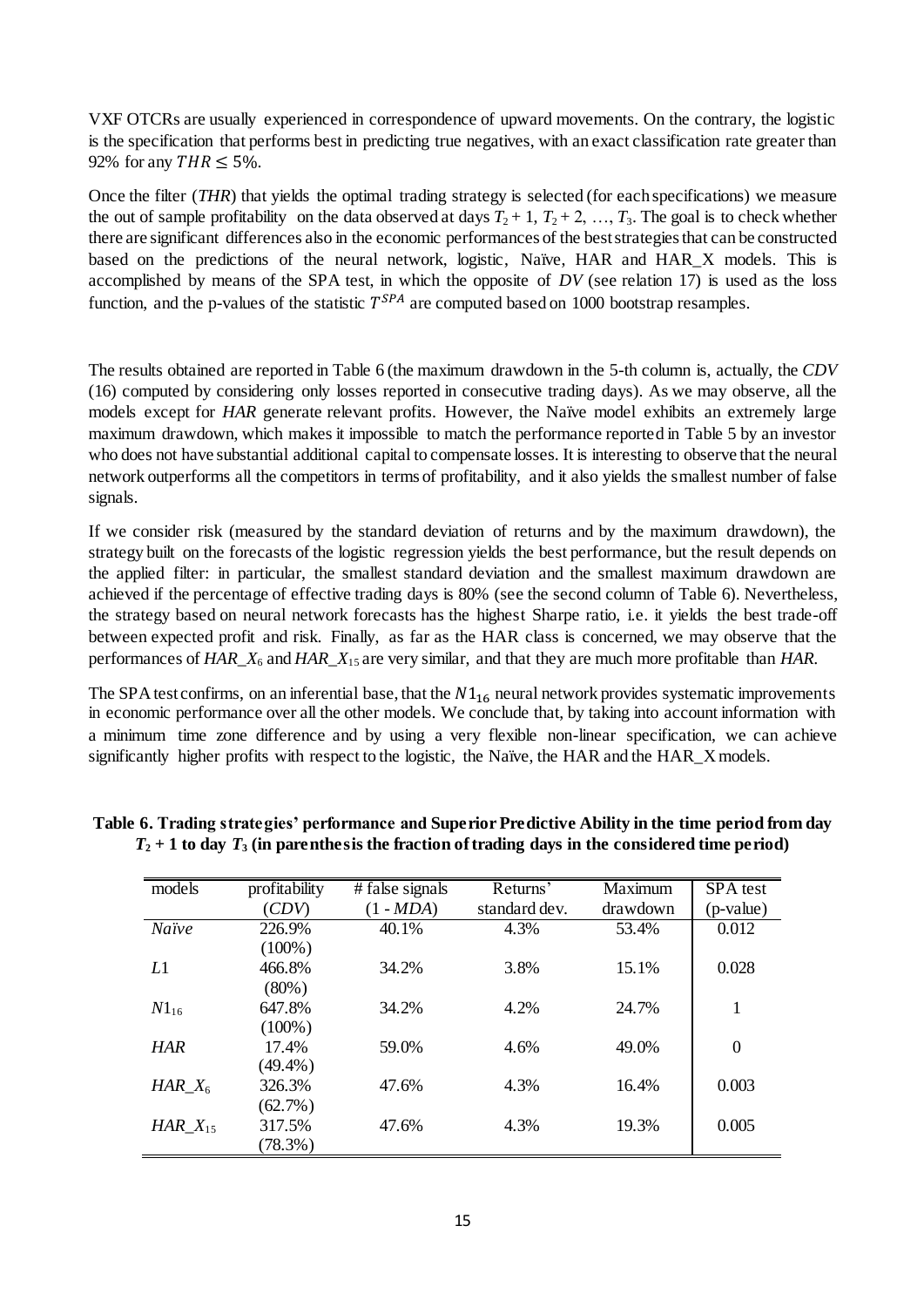VXF OTCRs are usually experienced in correspondence of upward movements. On the contrary, the logistic is the specification that performs best in predicting true negatives, with an exact classification rate greater than 92% for any $THR \leq 5\%$.

Once the filter (*THR*) that yields the optimal trading strategy is selected (for each specifications) we measure the out of sample profitability on the data observed at days $T_2 + 1$, $T_2 + 2$, …, $T_3$. The goal is to check whether there are significant differences also in the economic performances of the best strategies that can be constructed based on the predictions of the neural network, logistic, Naïve, HAR and HAR_X models. This is accomplished by means of the SPA test, in which the opposite of *DV* (see relation 17) is used as the loss function, and the p-values of the statistic $T^{SPA}$ are computed based on 1000 bootstrap resamples.

The results obtained are reported in Table 6 (the maximum drawdown in the 5-th column is, actually, the *CDV* (16) computed by considering only losses reported in consecutive trading days). As we may observe, all the models except for *HAR* generate relevant profits. However, the Naïve model exhibits an extremely large maximum drawdown, which makes it impossible to match the performance reported in Table 5 by an investor who does not have substantial additional capital to compensate losses. It is interesting to observe that the neural network outperforms all the competitors in terms of profitability, and it also yields the smallest number of false signals.

If we consider risk (measured by the standard deviation of returns and by the maximum drawdown), the strategy built on the forecasts of the logistic regression yields the best performance, but the result depends on the applied filter: in particular, the smallest standard deviation and the smallest maximum drawdown are achieved if the percentage of effective trading days is 80% (see the second column of Table 6). Nevertheless, the strategy based on neural network forecasts has the highest Sharpe ratio, i.e. it yields the best trade-off between expected profit and risk. Finally, as far as the HAR class is concerned, we may observe that the performances of $HAR\_X_6$ and $HAR\_X_{15}$ are very similar, and that they are much more profitable than *HAR*.

The SPA test confirms, on an inferential base, that the $N1_{16}$ neural network provides systematic improvements in economic performance over all the other models. We conclude that, by taking into account information with a minimum time zone difference and by using a very flexible non-linear specification, we can achieve significantly higher profits with respect to the logistic, the Naïve, the HAR and the HAR_X models.

**Table 6. Trading strategies' performance and Superior Predictive Ability in the time period from day $T_2 + 1$ to day $T_3$ (in parenthesis the fraction of trading days in the considered time period)**

| models | profitability (*CDV*) | # false signals (1 - *MDA*) | Returns' standard dev. | Maximum drawdown | SPA test (p-value) |
|---|---|---|---|---|---|
| *Naïve* | 226.9% (100%) | 40.1% | 4.3% | 53.4% | 0.012 |
| $L1$ | 466.8% (80%) | 34.2% | 3.8% | 15.1% | 0.028 |
| $N1_{16}$ | 647.8% (100%) | 34.2% | 4.2% | 24.7% | 1 |
| *HAR* | 17.4% (49.4%) | 59.0% | 4.6% | 49.0% | 0 |
| $HAR\_X_6$ | 326.3% (62.7%) | 47.6% | 4.3% | 16.4% | 0.003 |
| $HAR\_X_{15}$ | 317.5% (78.3%) | 47.6% | 4.3% | 19.3% | 0.005 |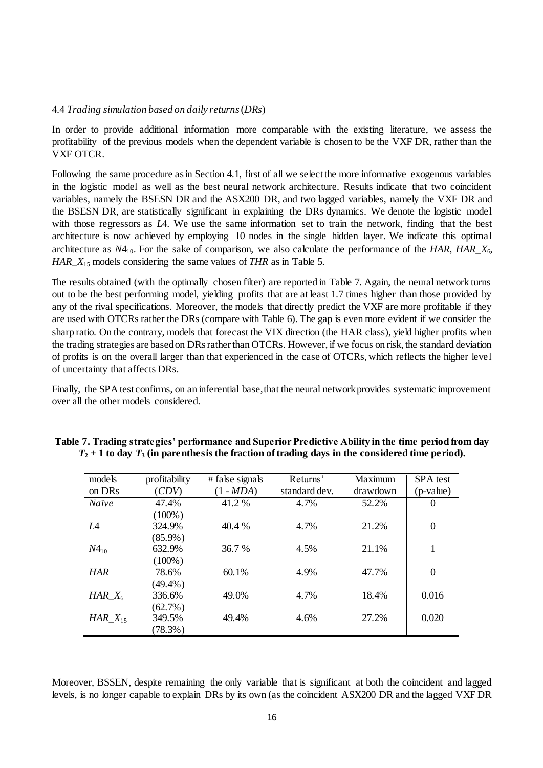4.4 *Trading simulation based on daily returns* (*DRs*)

In order to provide additional information more comparable with the existing literature, we assess the profitability of the previous models when the dependent variable is chosen to be the VXF DR, rather than the VXF OTCR.

Following the same procedure as in Section 4.1, first of all we select the more informative exogenous variables in the logistic model as well as the best neural network architecture. Results indicate that two coincident variables, namely the BSESN DR and the ASX200 DR, and two lagged variables, namely the VXF DR and the BSESN DR, are statistically significant in explaining the DRs dynamics. We denote the logistic model with those regressors as $L4$. We use the same information set to train the network, finding that the best architecture is now achieved by employing 10 nodes in the single hidden layer. We indicate this optimal architecture as $N4_{10}$. For the sake of comparison, we also calculate the performance of the $HAR$, $HAR\_X_6$, $HAR\_X_{15}$ models considering the same values of $THR$ as in Table 5.

The results obtained (with the optimally chosen filter) are reported in Table 7. Again, the neural network turns out to be the best performing model, yielding profits that are at least 1.7 times higher than those provided by any of the rival specifications. Moreover, the models that directly predict the VXF are more profitable if they are used with OTCRs rather the DRs (compare with Table 6). The gap is even more evident if we consider the sharp ratio. On the contrary, models that forecast the VIX direction (the HAR class), yield higher profits when the trading strategies are based on DRs rather than OTCRs. However, if we focus on risk, the standard deviation of profits is on the overall larger than that experienced in the case of OTCRs, which reflects the higher level of uncertainty that affects DRs.

Finally, the SPA test confirms, on an inferential base, that the neural network provides systematic improvement over all the other models considered.

**Table 7. Trading strategies' performance and Superior Predictive Ability in the time period from day $T_2 + 1$ to day $T_3$ (in parenthesis the fraction of trading days in the considered time period).**

| models on DRs | profitability (*CDV*) | # false signals (1 - *MDA*) | Returns' standard dev. | Maximum drawdown | SPA test (p-value) |
|---|---|---|---|---|---|
| *Naïve* | 47.4% (100%) | 41.2 % | 4.7% | 52.2% | 0 |
| $L4$ | 324.9% (85.9%) | 40.4 % | 4.7% | 21.2% | 0 |
| $N4_{10}$ | 632.9% (100%) | 36.7 % | 4.5% | 21.1% | 1 |
| $HAR$ | 78.6% (49.4%) | 60.1% | 4.9% | 47.7% | 0 |
| $HAR\_X_6$ | 336.6% (62.7%) | 49.0% | 4.7% | 18.4% | 0.016 |
| $HAR\_X_{15}$ | 349.5% (78.3%) | 49.4% | 4.6% | 27.2% | 0.020 |

Moreover, BSSEN, despite remaining the only variable that is significant at both the coincident and lagged levels, is no longer capable to explain DRs by its own (as the coincident ASX200 DR and the lagged VXF DR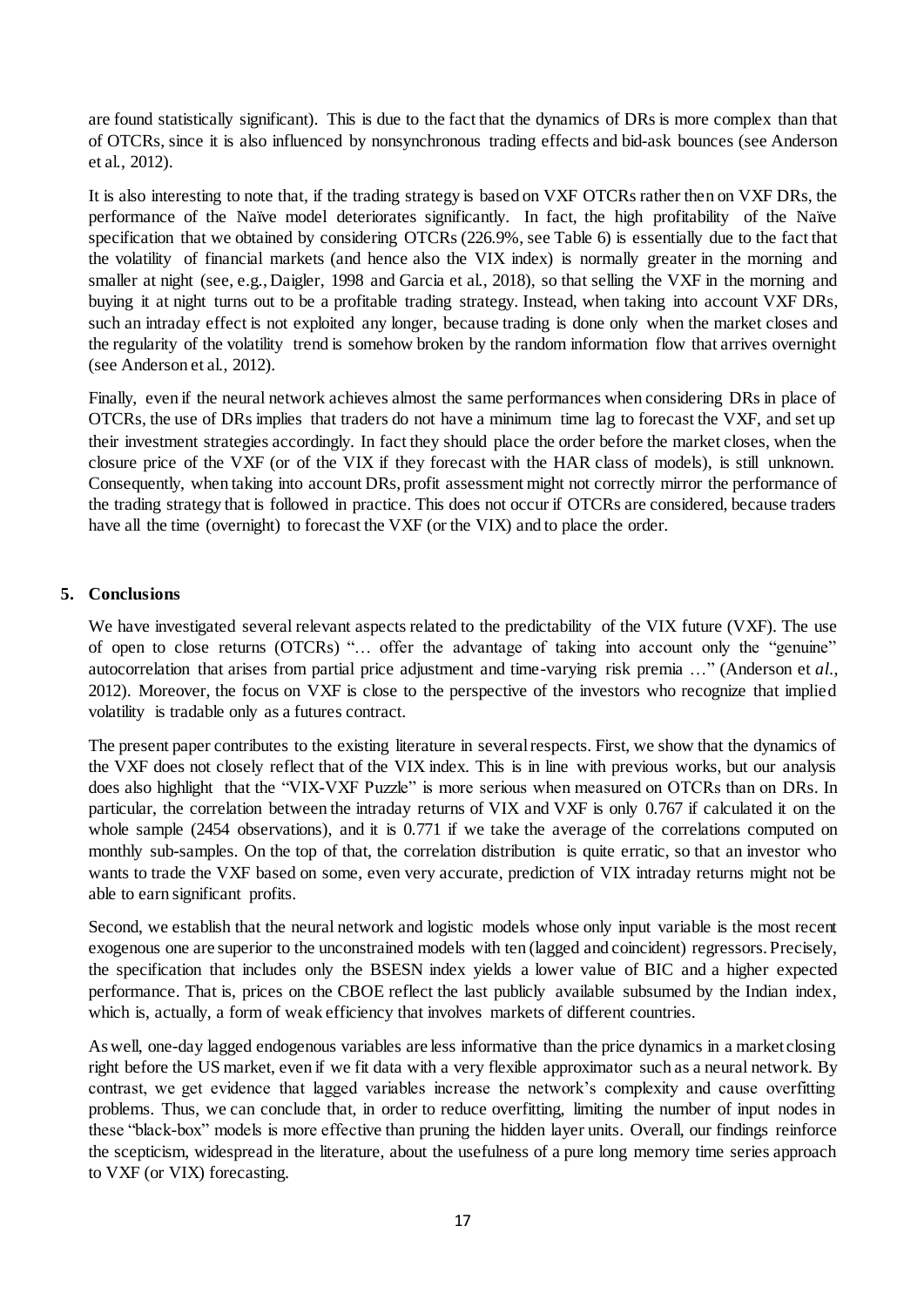are found statistically significant). This is due to the fact that the dynamics of DRs is more complex than that of OTCRs, since it is also influenced by nonsynchronous trading effects and bid-ask bounces (see Anderson et al., 2012).

It is also interesting to note that, if the trading strategy is based on VXF OTCRs rather then on VXF DRs, the performance of the Naïve model deteriorates significantly. In fact, the high profitability of the Naïve specification that we obtained by considering OTCRs (226.9%, see Table 6) is essentially due to the fact that the volatility of financial markets (and hence also the VIX index) is normally greater in the morning and smaller at night (see, e.g., Daigler, 1998 and Garcia et al., 2018), so that selling the VXF in the morning and buying it at night turns out to be a profitable trading strategy. Instead, when taking into account VXF DRs, such an intraday effect is not exploited any longer, because trading is done only when the market closes and the regularity of the volatility trend is somehow broken by the random information flow that arrives overnight (see Anderson et al., 2012).

Finally, even if the neural network achieves almost the same performances when considering DRs in place of OTCRs, the use of DRs implies that traders do not have a minimum time lag to forecast the VXF, and set up their investment strategies accordingly. In fact they should place the order before the market closes, when the closure price of the VXF (or of the VIX if they forecast with the HAR class of models), is still unknown. Consequently, when taking into account DRs, profit assessment might not correctly mirror the performance of the trading strategy that is followed in practice. This does not occur if OTCRs are considered, because traders have all the time (overnight) to forecast the VXF (or the VIX) and to place the order.

## 5. Conclusions

We have investigated several relevant aspects related to the predictability of the VIX future (VXF). The use of open to close returns (OTCRs) "… offer the advantage of taking into account only the "genuine" autocorrelation that arises from partial price adjustment and time-varying risk premia …" (Anderson et *al.*, 2012). Moreover, the focus on VXF is close to the perspective of the investors who recognize that implied volatility is tradable only as a futures contract.

The present paper contributes to the existing literature in several respects. First, we show that the dynamics of the VXF does not closely reflect that of the VIX index. This is in line with previous works, but our analysis does also highlight that the "VIX-VXF Puzzle" is more serious when measured on OTCRs than on DRs. In particular, the correlation between the intraday returns of VIX and VXF is only 0.767 if calculated it on the whole sample (2454 observations), and it is 0.771 if we take the average of the correlations computed on monthly sub-samples. On the top of that, the correlation distribution is quite erratic, so that an investor who wants to trade the VXF based on some, even very accurate, prediction of VIX intraday returns might not be able to earn significant profits.

Second, we establish that the neural network and logistic models whose only input variable is the most recent exogenous one are superior to the unconstrained models with ten (lagged and coincident) regressors. Precisely, the specification that includes only the BSESN index yields a lower value of BIC and a higher expected performance. That is, prices on the CBOE reflect the last publicly available subsumed by the Indian index, which is, actually, a form of weak efficiency that involves markets of different countries.

As well, one-day lagged endogenous variables are less informative than the price dynamics in a market closing right before the US market, even if we fit data with a very flexible approximator such as a neural network. By contrast, we get evidence that lagged variables increase the network's complexity and cause overfitting problems. Thus, we can conclude that, in order to reduce overfitting, limiting the number of input nodes in these "black-box" models is more effective than pruning the hidden layer units. Overall, our findings reinforce the scepticism, widespread in the literature, about the usefulness of a pure long memory time series approach to VXF (or VIX) forecasting.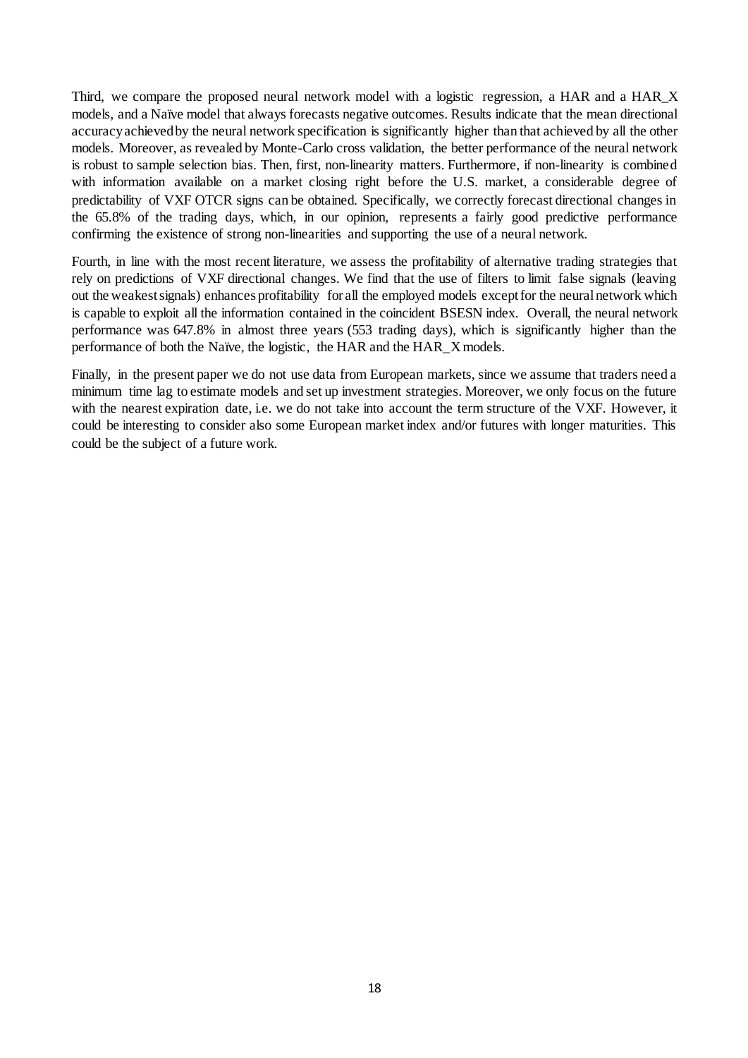Third, we compare the proposed neural network model with a logistic regression, a HAR and a HAR_X models, and a Naïve model that always forecasts negative outcomes. Results indicate that the mean directional accuracy achieved by the neural network specification is significantly higher than that achieved by all the other models. Moreover, as revealed by Monte-Carlo cross validation, the better performance of the neural network is robust to sample selection bias. Then, first, non-linearity matters. Furthermore, if non-linearity is combined with information available on a market closing right before the U.S. market, a considerable degree of predictability of VXF OTCR signs can be obtained. Specifically, we correctly forecast directional changes in the 65.8% of the trading days, which, in our opinion, represents a fairly good predictive performance confirming the existence of strong non-linearities and supporting the use of a neural network.

Fourth, in line with the most recent literature, we assess the profitability of alternative trading strategies that rely on predictions of VXF directional changes. We find that the use of filters to limit false signals (leaving out the weakest signals) enhances profitability for all the employed models except for the neural network which is capable to exploit all the information contained in the coincident BSESN index. Overall, the neural network performance was 647.8% in almost three years (553 trading days), which is significantly higher than the performance of both the Naïve, the logistic, the HAR and the HAR_X models.

Finally, in the present paper we do not use data from European markets, since we assume that traders need a minimum time lag to estimate models and set up investment strategies. Moreover, we only focus on the future with the nearest expiration date, i.e. we do not take into account the term structure of the VXF. However, it could be interesting to consider also some European market index and/or futures with longer maturities. This could be the subject of a future work.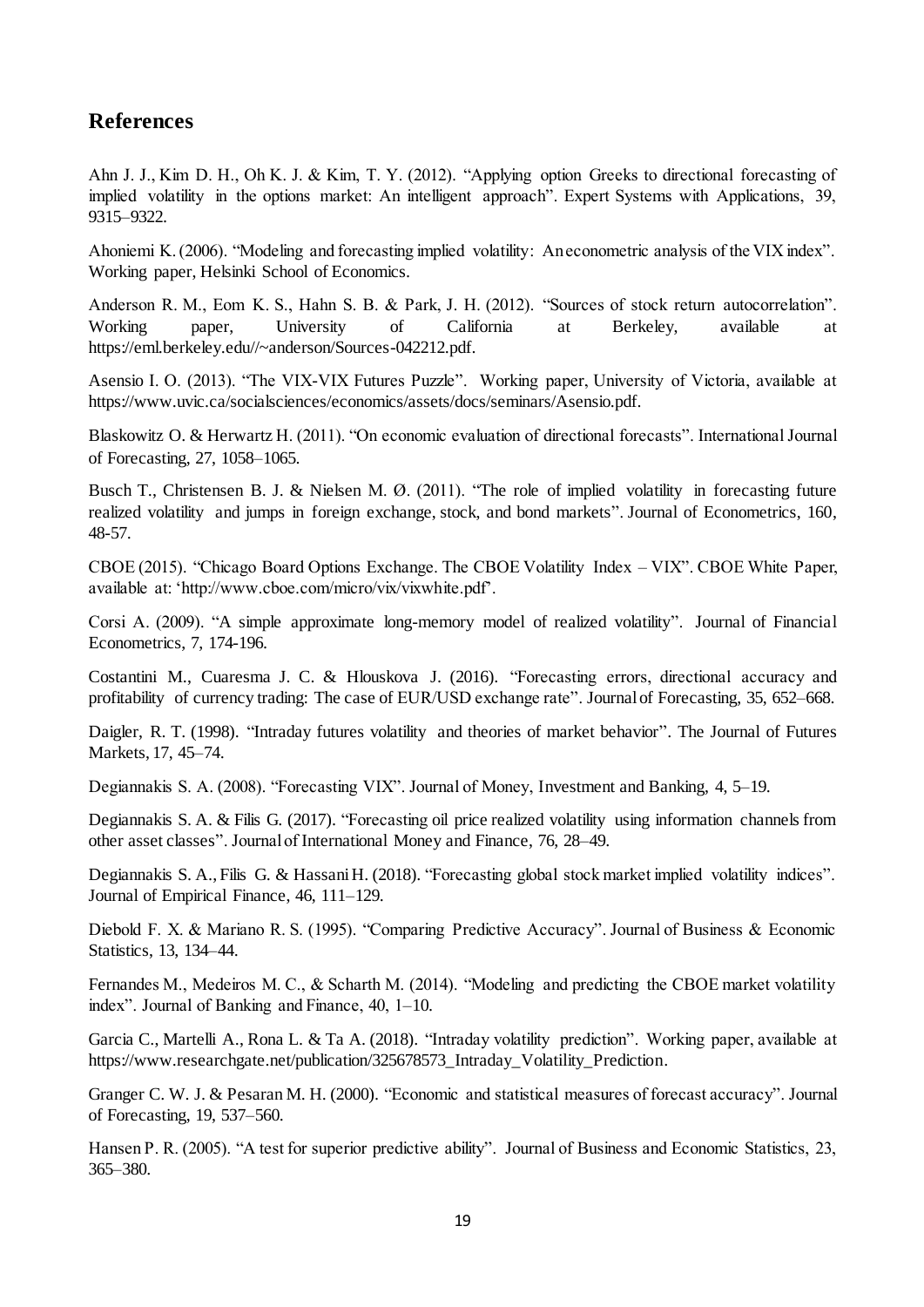## References

Ahn J. J., Kim D. H., Oh K. J. & Kim, T. Y. (2012). "Applying option Greeks to directional forecasting of implied volatility in the options market: An intelligent approach". Expert Systems with Applications, 39, 9315–9322.

Ahoniemi K. (2006). "Modeling and forecasting implied volatility: An econometric analysis of the VIX index". Working paper, Helsinki School of Economics.

Anderson R. M., Eom K. S., Hahn S. B. & Park, J. H. (2012). "Sources of stock return autocorrelation". Working paper, University of California at Berkeley, available at https://eml.berkeley.edu//~anderson/Sources-042212.pdf.

Asensio I. O. (2013). "The VIX-VIX Futures Puzzle". Working paper, University of Victoria, available at https://www.uvic.ca/socialsciences/economics/assets/docs/seminars/Asensio.pdf.

Blaskowitz O. & Herwartz H. (2011). "On economic evaluation of directional forecasts". International Journal of Forecasting, 27, 1058–1065.

Busch T., Christensen B. J. & Nielsen M. Ø. (2011). "The role of implied volatility in forecasting future realized volatility and jumps in foreign exchange, stock, and bond markets". Journal of Econometrics, 160, 48-57.

CBOE (2015). "Chicago Board Options Exchange. The CBOE Volatility Index – VIX". CBOE White Paper, available at: 'http://www.cboe.com/micro/vix/vixwhite.pdf'.

Corsi A. (2009). "A simple approximate long-memory model of realized volatility". Journal of Financial Econometrics, 7, 174-196.

Costantini M., Cuaresma J. C. & Hlouskova J. (2016). "Forecasting errors, directional accuracy and profitability of currency trading: The case of EUR/USD exchange rate". Journal of Forecasting, 35, 652–668.

Daigler, R. T. (1998). "Intraday futures volatility and theories of market behavior". The Journal of Futures Markets, 17, 45–74.

Degiannakis S. A. (2008). "Forecasting VIX". Journal of Money, Investment and Banking, 4, 5–19.

Degiannakis S. A. & Filis G. (2017). "Forecasting oil price realized volatility using information channels from other asset classes". Journal of International Money and Finance, 76, 28–49.

Degiannakis S. A., Filis G. & Hassani H. (2018). "Forecasting global stock market implied volatility indices". Journal of Empirical Finance, 46, 111–129.

Diebold F. X. & Mariano R. S. (1995). "Comparing Predictive Accuracy". Journal of Business & Economic Statistics, 13, 134–44.

Fernandes M., Medeiros M. C., & Scharth M. (2014). "Modeling and predicting the CBOE market volatility index". Journal of Banking and Finance, 40, 1–10.

Garcia C., Martelli A., Rona L. & Ta A. (2018). "Intraday volatility prediction". Working paper, available at https://www.researchgate.net/publication/325678573_Intraday_Volatility_Prediction.

Granger C. W. J. & Pesaran M. H. (2000). "Economic and statistical measures of forecast accuracy". Journal of Forecasting, 19, 537–560.

Hansen P. R. (2005). "A test for superior predictive ability". Journal of Business and Economic Statistics, 23, 365–380.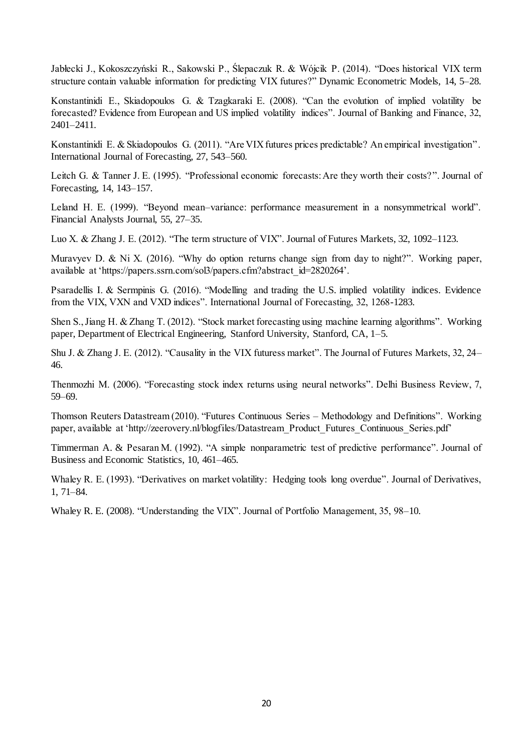Jabłecki J., Kokoszczyński R., Sakowski P., Ślepaczuk R. & Wójcik P. (2014). "Does historical VIX term structure contain valuable information for predicting VIX futures?" Dynamic Econometric Models, 14, 5–28.

Konstantinidi E., Skiadopoulos G. & Tzagkaraki E. (2008). "Can the evolution of implied volatility be forecasted? Evidence from European and US implied volatility indices". Journal of Banking and Finance, 32, 2401–2411.

Konstantinidi E. & Skiadopoulos G. (2011). "Are VIX futures prices predictable? An empirical investigation". International Journal of Forecasting, 27, 543–560.

Leitch G. & Tanner J. E. (1995). "Professional economic forecasts: Are they worth their costs?". Journal of Forecasting, 14, 143–157.

Leland H. E. (1999). "Beyond mean–variance: performance measurement in a nonsymmetrical world". Financial Analysts Journal, 55, 27–35.

Luo X. & Zhang J. E. (2012). "The term structure of VIX". Journal of Futures Markets, 32, 1092–1123.

Muravyev D. & Ni X. (2016). "Why do option returns change sign from day to night?". Working paper, available at 'https://papers.ssrn.com/sol3/papers.cfm?abstract_id=2820264'.

Psaradellis I. & Sermpinis G. (2016). "Modelling and trading the U.S. implied volatility indices. Evidence from the VIX, VXN and VXD indices". International Journal of Forecasting, 32, 1268-1283.

Shen S., Jiang H. & Zhang T. (2012). "Stock market forecasting using machine learning algorithms". Working paper, Department of Electrical Engineering, Stanford University, Stanford, CA, 1–5.

Shu J. & Zhang J. E. (2012). "Causality in the VIX futuress market". The Journal of Futures Markets, 32, 24–46.

Thenmozhi M. (2006). "Forecasting stock index returns using neural networks". Delhi Business Review, 7, 59–69.

Thomson Reuters Datastream (2010). "Futures Continuous Series – Methodology and Definitions". Working paper, available at 'http://zeerovery.nl/blogfiles/Datastream_Product_Futures_Continuous_Series.pdf'

Timmerman A. & Pesaran M. (1992). "A simple nonparametric test of predictive performance". Journal of Business and Economic Statistics, 10, 461–465.

Whaley R. E. (1993). "Derivatives on market volatility: Hedging tools long overdue". Journal of Derivatives, 1, 71–84.

Whaley R. E. (2008). "Understanding the VIX". Journal of Portfolio Management, 35, 98–10.